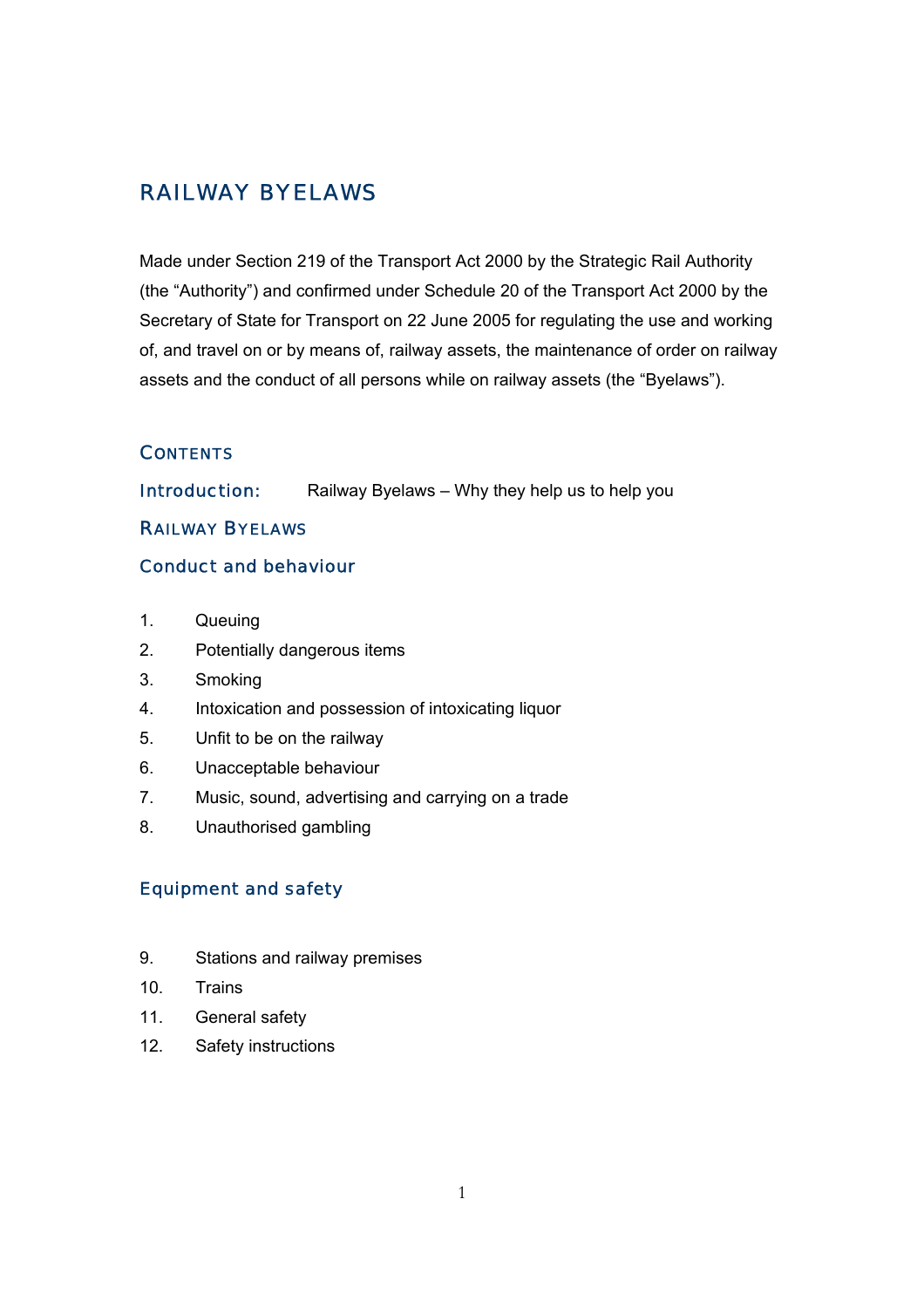# RAILWAY BYELAWS

Made under Section 219 of the Transport Act 2000 by the Strategic Rail Authority (the "Authority") and confirmed under Schedule 20 of the Transport Act 2000 by the Secretary of State for Transport on 22 June 2005 for regulating the use and working of, and travel on or by means of, railway assets, the maintenance of order on railway assets and the conduct of all persons while on railway assets (the "Byelaws").

## CONTENTS

**Introduction:** Railway Byelaws – Why they help us to help you

## RAILWAY BYELAWS

### Conduct and behaviour

1. Queuing
2. Potentially dangerous items
3. Smoking
4. Intoxication and possession of intoxicating liquor
5. Unfit to be on the railway
6. Unacceptable behaviour
7. Music, sound, advertising and carrying on a trade
8. Unauthorised gambling

### Equipment and safety

9. Stations and railway premises
10. Trains
11. General safety
12. Safety instructions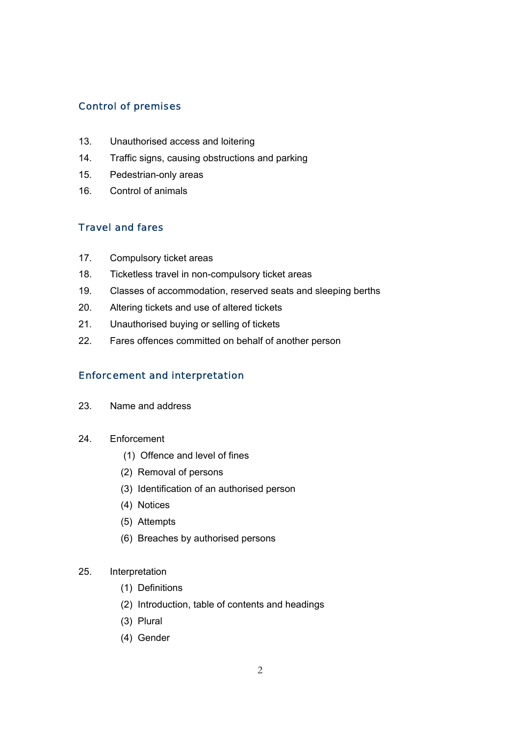## Control of premises

13. Unauthorised access and loitering
14. Traffic signs, causing obstructions and parking
15. Pedestrian-only areas
16. Control of animals

## Travel and fares

17. Compulsory ticket areas
18. Ticketless travel in non-compulsory ticket areas
19. Classes of accommodation, reserved seats and sleeping berths
20. Altering tickets and use of altered tickets
21. Unauthorised buying or selling of tickets
22. Fares offences committed on behalf of another person

## Enforcement and interpretation

23. Name and address

24. Enforcement
    - (1) Offence and level of fines
    - (2) Removal of persons
    - (3) Identification of an authorised person
    - (4) Notices
    - (5) Attempts
    - (6) Breaches by authorised persons

25. Interpretation
    - (1) Definitions
    - (2) Introduction, table of contents and headings
    - (3) Plural
    - (4) Gender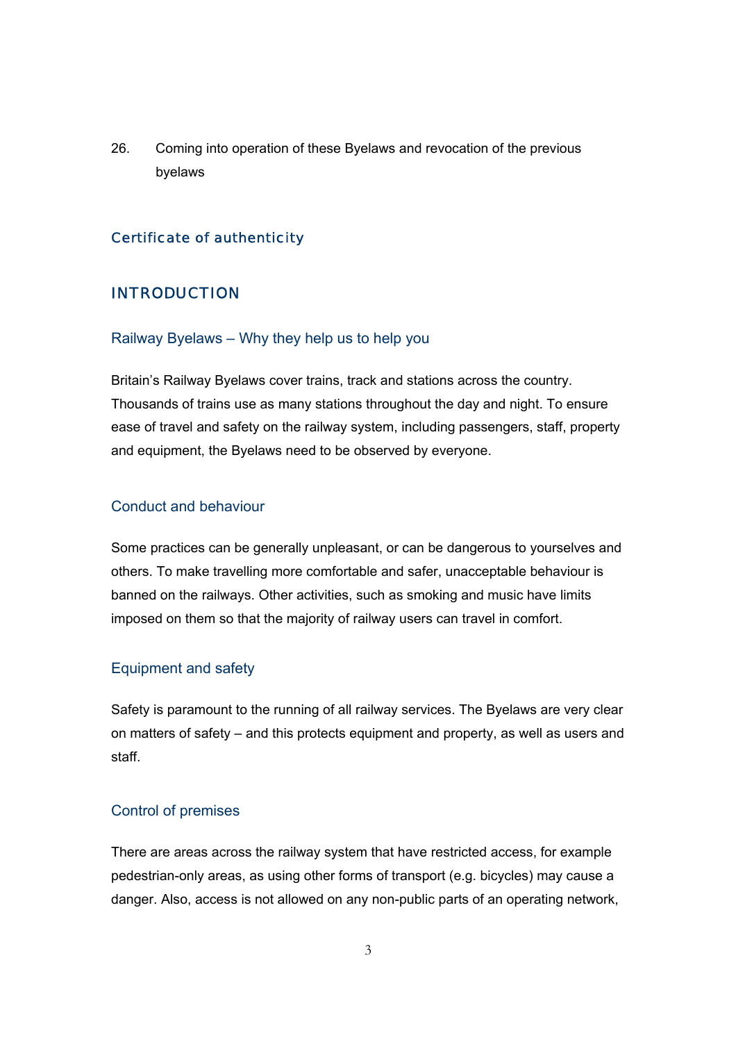26. Coming into operation of these Byelaws and revocation of the previous byelaws

### Certificate of authenticity

## INTRODUCTION

### Railway Byelaws – Why they help us to help you

Britain's Railway Byelaws cover trains, track and stations across the country. Thousands of trains use as many stations throughout the day and night. To ensure ease of travel and safety on the railway system, including passengers, staff, property and equipment, the Byelaws need to be observed by everyone.

### Conduct and behaviour

Some practices can be generally unpleasant, or can be dangerous to yourselves and others. To make travelling more comfortable and safer, unacceptable behaviour is banned on the railways. Other activities, such as smoking and music have limits imposed on them so that the majority of railway users can travel in comfort.

### Equipment and safety

Safety is paramount to the running of all railway services. The Byelaws are very clear on matters of safety – and this protects equipment and property, as well as users and staff.

### Control of premises

There are areas across the railway system that have restricted access, for example pedestrian-only areas, as using other forms of transport (e.g. bicycles) may cause a danger. Also, access is not allowed on any non-public parts of an operating network,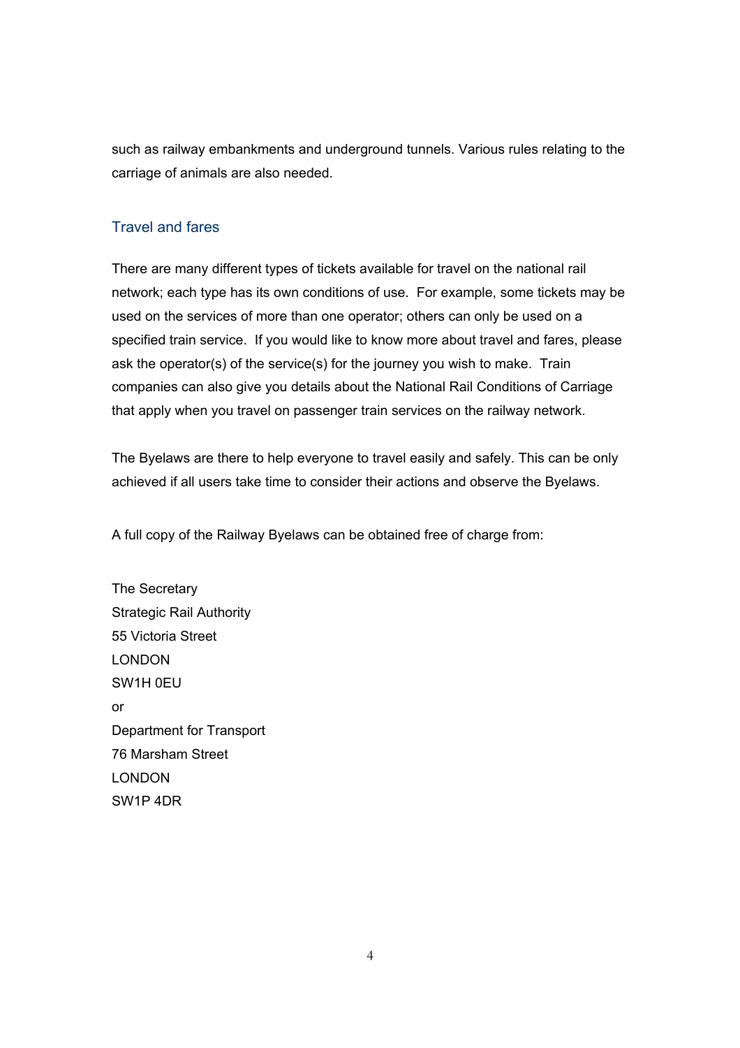such as railway embankments and underground tunnels. Various rules relating to the carriage of animals are also needed.

## Travel and fares

There are many different types of tickets available for travel on the national rail network; each type has its own conditions of use. For example, some tickets may be used on the services of more than one operator; others can only be used on a specified train service. If you would like to know more about travel and fares, please ask the operator(s) of the service(s) for the journey you wish to make. Train companies can also give you details about the National Rail Conditions of Carriage that apply when you travel on passenger train services on the railway network.

The Byelaws are there to help everyone to travel easily and safely. This can be only achieved if all users take time to consider their actions and observe the Byelaws.

A full copy of the Railway Byelaws can be obtained free of charge from:

The Secretary  
Strategic Rail Authority  
55 Victoria Street  
LONDON  
SW1H 0EU  
or  
Department for Transport  
76 Marsham Street  
LONDON  
SW1P 4DR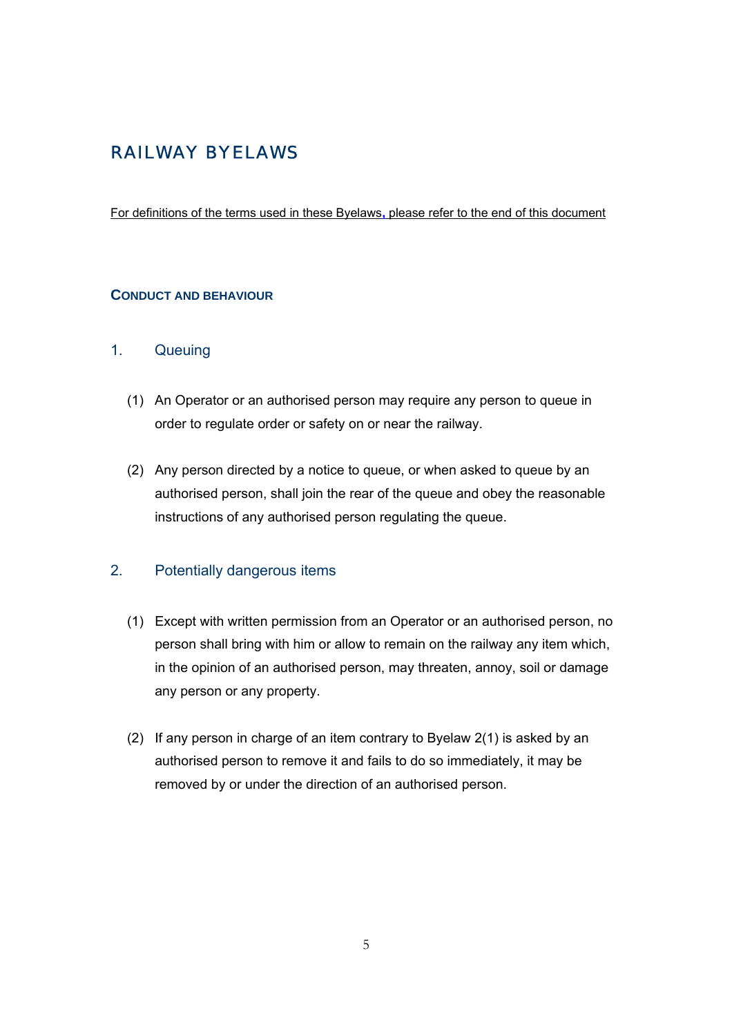# RAILWAY BYELAWS

For definitions of the terms used in these Byelaws, please refer to the end of this document

## CONDUCT AND BEHAVIOUR

### 1. Queuing

(1) An Operator or an authorised person may require any person to queue in order to regulate order or safety on or near the railway.

(2) Any person directed by a notice to queue, or when asked to queue by an authorised person, shall join the rear of the queue and obey the reasonable instructions of any authorised person regulating the queue.

### 2. Potentially dangerous items

(1) Except with written permission from an Operator or an authorised person, no person shall bring with him or allow to remain on the railway any item which, in the opinion of an authorised person, may threaten, annoy, soil or damage any person or any property.

(2) If any person in charge of an item contrary to Byelaw 2(1) is asked by an authorised person to remove it and fails to do so immediately, it may be removed by or under the direction of an authorised person.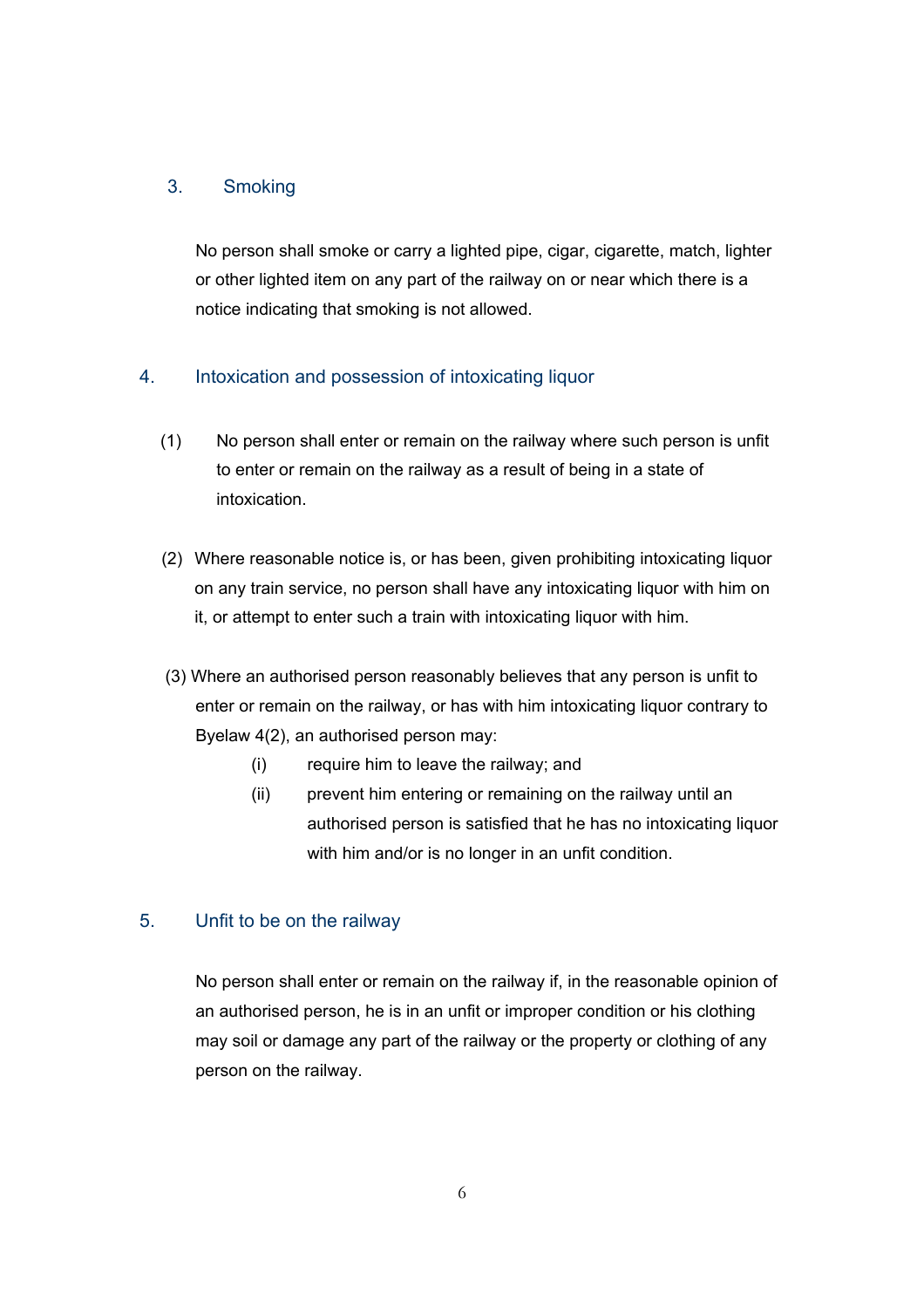## 3. Smoking

No person shall smoke or carry a lighted pipe, cigar, cigarette, match, lighter or other lighted item on any part of the railway on or near which there is a notice indicating that smoking is not allowed.

## 4. Intoxication and possession of intoxicating liquor

(1) No person shall enter or remain on the railway where such person is unfit to enter or remain on the railway as a result of being in a state of intoxication.

(2) Where reasonable notice is, or has been, given prohibiting intoxicating liquor on any train service, no person shall have any intoxicating liquor with him on it, or attempt to enter such a train with intoxicating liquor with him.

(3) Where an authorised person reasonably believes that any person is unfit to enter or remain on the railway, or has with him intoxicating liquor contrary to Byelaw 4(2), an authorised person may:

- (i) require him to leave the railway; and
- (ii) prevent him entering or remaining on the railway until an authorised person is satisfied that he has no intoxicating liquor with him and/or is no longer in an unfit condition.

## 5. Unfit to be on the railway

No person shall enter or remain on the railway if, in the reasonable opinion of an authorised person, he is in an unfit or improper condition or his clothing may soil or damage any part of the railway or the property or clothing of any person on the railway.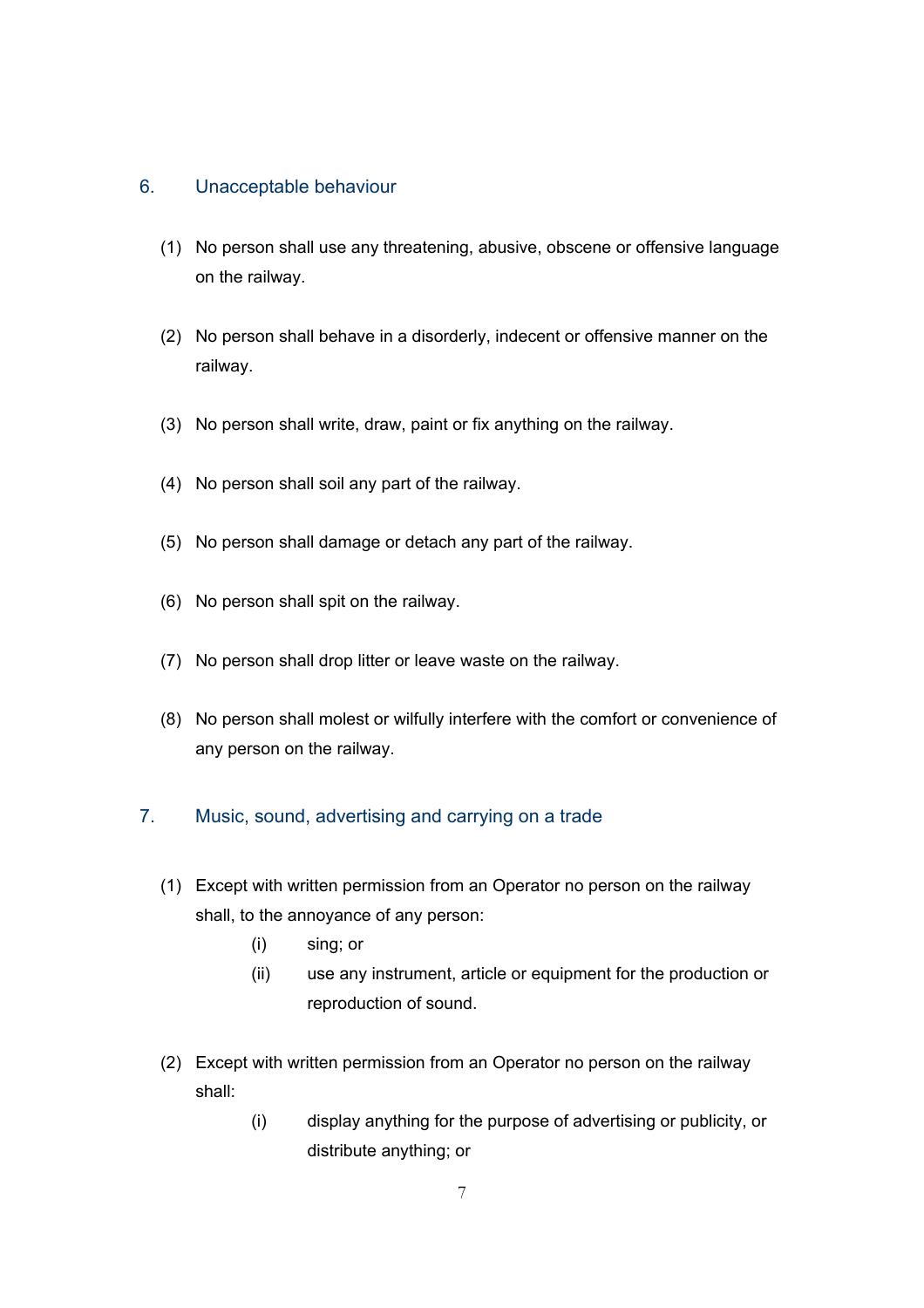## 6. Unacceptable behaviour

(1) No person shall use any threatening, abusive, obscene or offensive language on the railway.

(2) No person shall behave in a disorderly, indecent or offensive manner on the railway.

(3) No person shall write, draw, paint or fix anything on the railway.

(4) No person shall soil any part of the railway.

(5) No person shall damage or detach any part of the railway.

(6) No person shall spit on the railway.

(7) No person shall drop litter or leave waste on the railway.

(8) No person shall molest or wilfully interfere with the comfort or convenience of any person on the railway.

## 7. Music, sound, advertising and carrying on a trade

(1) Except with written permission from an Operator no person on the railway shall, to the annoyance of any person:

- (i) sing; or
- (ii) use any instrument, article or equipment for the production or reproduction of sound.

(2) Except with written permission from an Operator no person on the railway shall:

- (i) display anything for the purpose of advertising or publicity, or distribute anything; or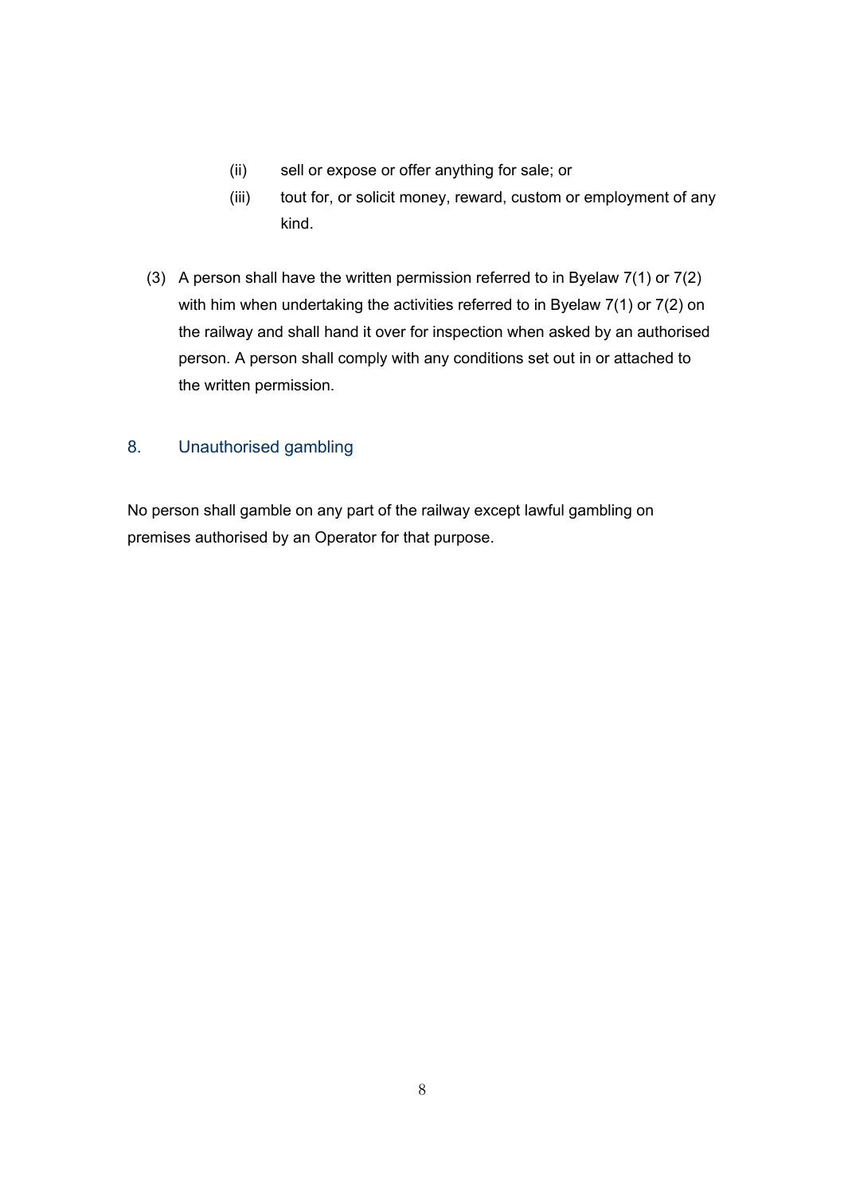(ii) sell or expose or offer anything for sale; or

(iii) tout for, or solicit money, reward, custom or employment of any kind.

(3) A person shall have the written permission referred to in Byelaw 7(1) or 7(2) with him when undertaking the activities referred to in Byelaw 7(1) or 7(2) on the railway and shall hand it over for inspection when asked by an authorised person. A person shall comply with any conditions set out in or attached to the written permission.

## 8. Unauthorised gambling

No person shall gamble on any part of the railway except lawful gambling on premises authorised by an Operator for that purpose.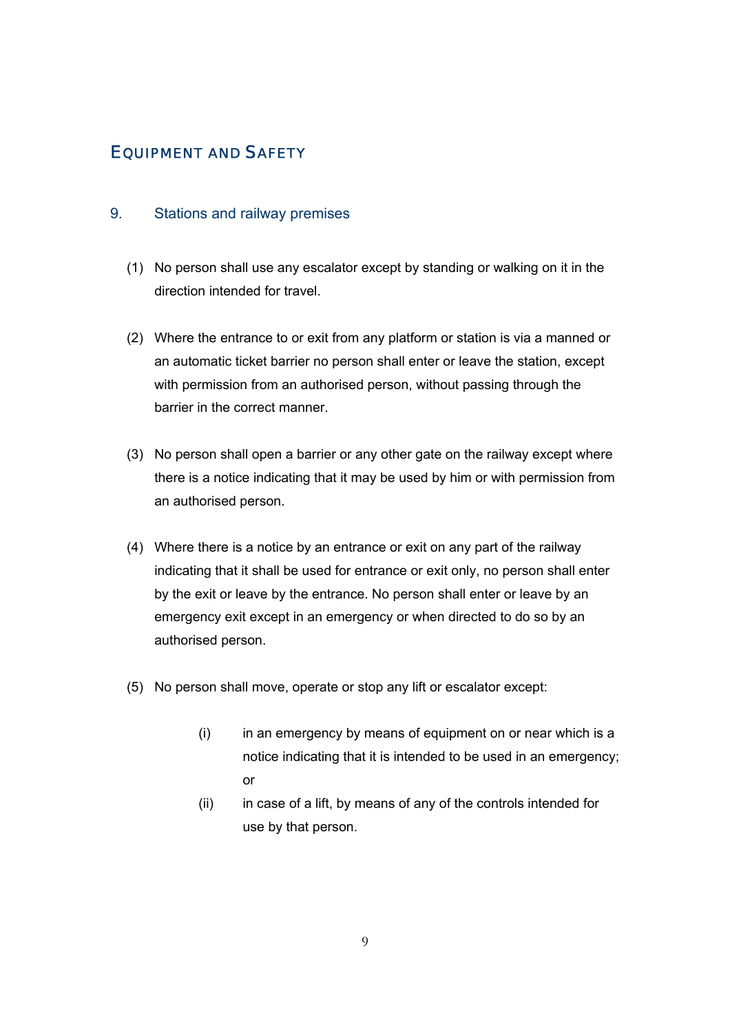# Equipment and Safety

## 9. Stations and railway premises

(1) No person shall use any escalator except by standing or walking on it in the direction intended for travel.

(2) Where the entrance to or exit from any platform or station is via a manned or an automatic ticket barrier no person shall enter or leave the station, except with permission from an authorised person, without passing through the barrier in the correct manner.

(3) No person shall open a barrier or any other gate on the railway except where there is a notice indicating that it may be used by him or with permission from an authorised person.

(4) Where there is a notice by an entrance or exit on any part of the railway indicating that it shall be used for entrance or exit only, no person shall enter by the exit or leave by the entrance. No person shall enter or leave by an emergency exit except in an emergency or when directed to do so by an authorised person.

(5) No person shall move, operate or stop any lift or escalator except:

- (i) in an emergency by means of equipment on or near which is a notice indicating that it is intended to be used in an emergency; or
- (ii) in case of a lift, by means of any of the controls intended for use by that person.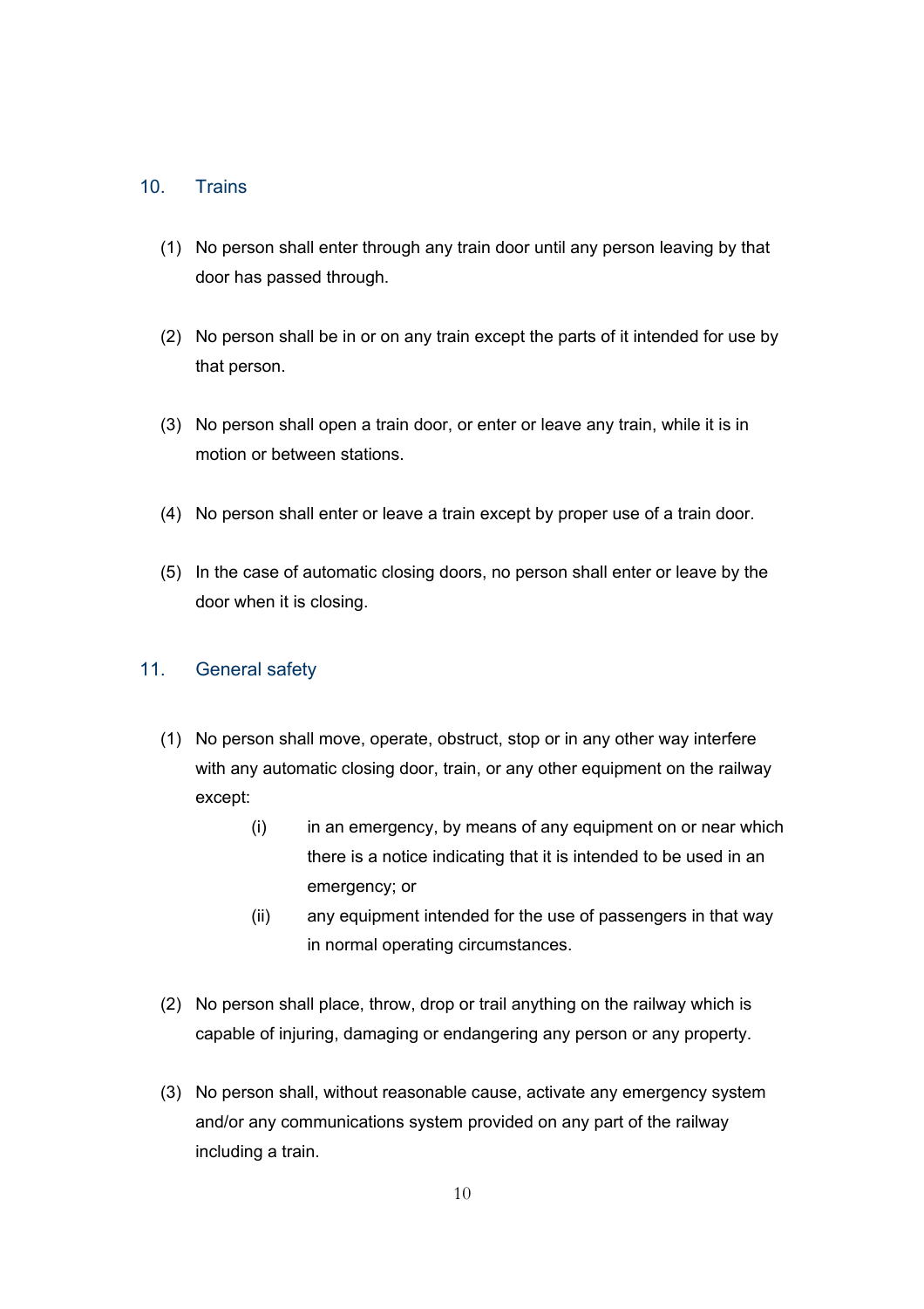## 10. Trains

(1) No person shall enter through any train door until any person leaving by that door has passed through.

(2) No person shall be in or on any train except the parts of it intended for use by that person.

(3) No person shall open a train door, or enter or leave any train, while it is in motion or between stations.

(4) No person shall enter or leave a train except by proper use of a train door.

(5) In the case of automatic closing doors, no person shall enter or leave by the door when it is closing.

## 11. General safety

(1) No person shall move, operate, obstruct, stop or in any other way interfere with any automatic closing door, train, or any other equipment on the railway except:

- (i) in an emergency, by means of any equipment on or near which there is a notice indicating that it is intended to be used in an emergency; or
- (ii) any equipment intended for the use of passengers in that way in normal operating circumstances.

(2) No person shall place, throw, drop or trail anything on the railway which is capable of injuring, damaging or endangering any person or any property.

(3) No person shall, without reasonable cause, activate any emergency system and/or any communications system provided on any part of the railway including a train.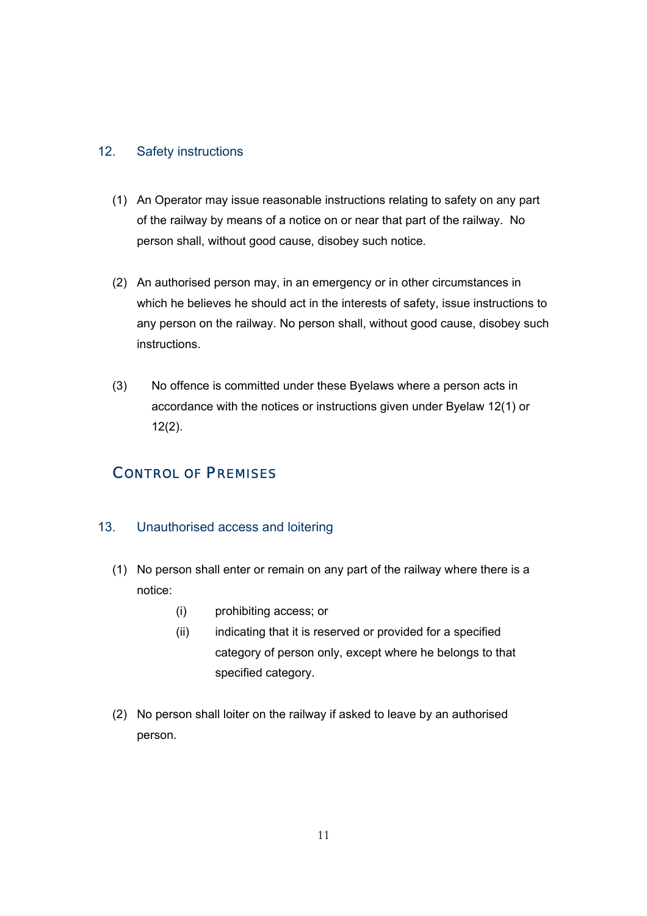### 12. Safety instructions

(1) An Operator may issue reasonable instructions relating to safety on any part of the railway by means of a notice on or near that part of the railway. No person shall, without good cause, disobey such notice.

(2) An authorised person may, in an emergency or in other circumstances in which he believes he should act in the interests of safety, issue instructions to any person on the railway. No person shall, without good cause, disobey such instructions.

(3) No offence is committed under these Byelaws where a person acts in accordance with the notices or instructions given under Byelaw 12(1) or 12(2).

## CONTROL OF PREMISES

### 13. Unauthorised access and loitering

(1) No person shall enter or remain on any part of the railway where there is a notice:

- (i) prohibiting access; or
- (ii) indicating that it is reserved or provided for a specified category of person only, except where he belongs to that specified category.

(2) No person shall loiter on the railway if asked to leave by an authorised person.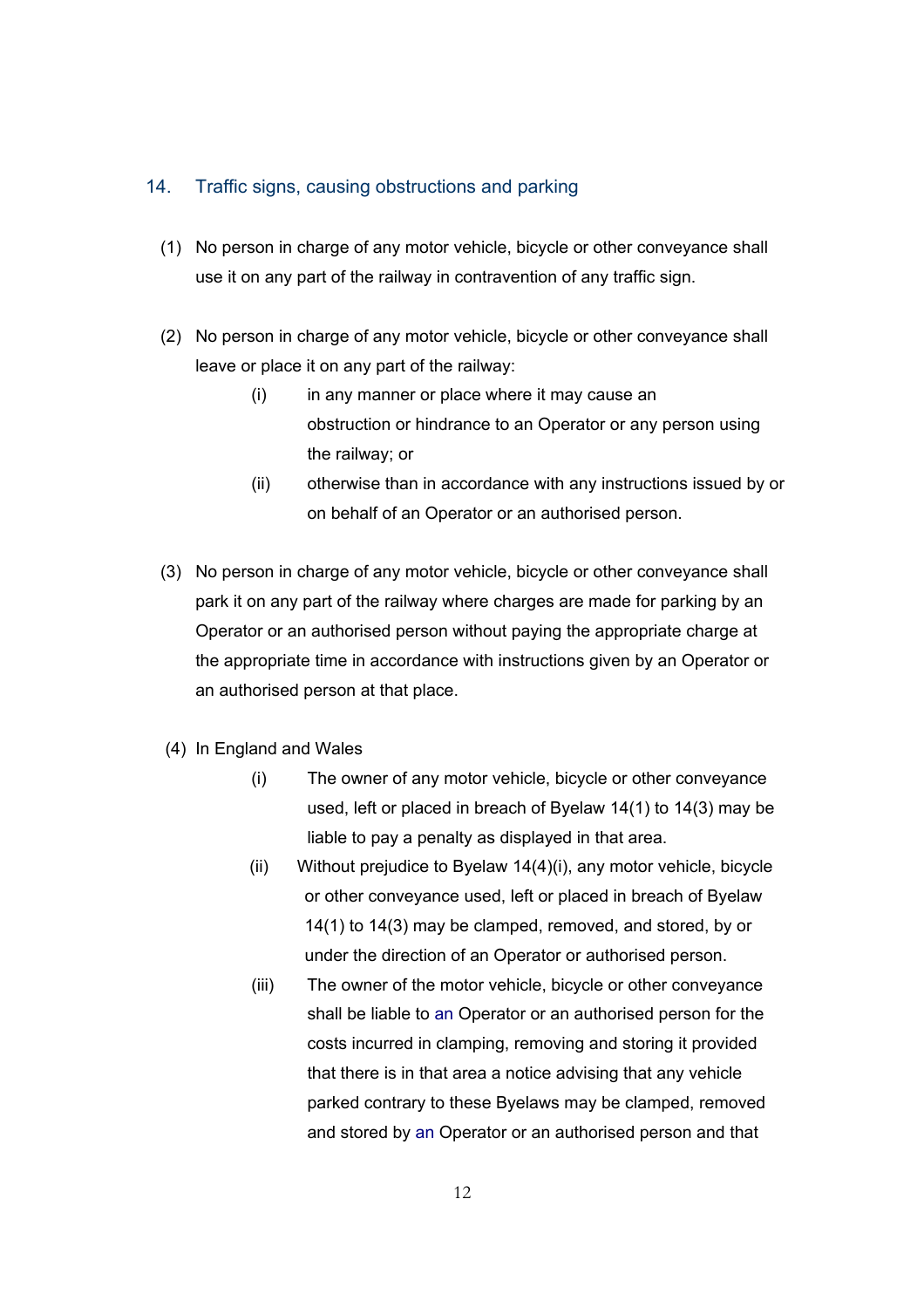## 14. Traffic signs, causing obstructions and parking

(1) No person in charge of any motor vehicle, bicycle or other conveyance shall use it on any part of the railway in contravention of any traffic sign.

(2) No person in charge of any motor vehicle, bicycle or other conveyance shall leave or place it on any part of the railway:

- (i) in any manner or place where it may cause an obstruction or hindrance to an Operator or any person using the railway; or
- (ii) otherwise than in accordance with any instructions issued by or on behalf of an Operator or an authorised person.

(3) No person in charge of any motor vehicle, bicycle or other conveyance shall park it on any part of the railway where charges are made for parking by an Operator or an authorised person without paying the appropriate charge at the appropriate time in accordance with instructions given by an Operator or an authorised person at that place.

(4) In England and Wales

- (i) The owner of any motor vehicle, bicycle or other conveyance used, left or placed in breach of Byelaw 14(1) to 14(3) may be liable to pay a penalty as displayed in that area.
- (ii) Without prejudice to Byelaw 14(4)(i), any motor vehicle, bicycle or other conveyance used, left or placed in breach of Byelaw 14(1) to 14(3) may be clamped, removed, and stored, by or under the direction of an Operator or authorised person.
- (iii) The owner of the motor vehicle, bicycle or other conveyance shall be liable to an Operator or an authorised person for the costs incurred in clamping, removing and storing it provided that there is in that area a notice advising that any vehicle parked contrary to these Byelaws may be clamped, removed and stored by an Operator or an authorised person and that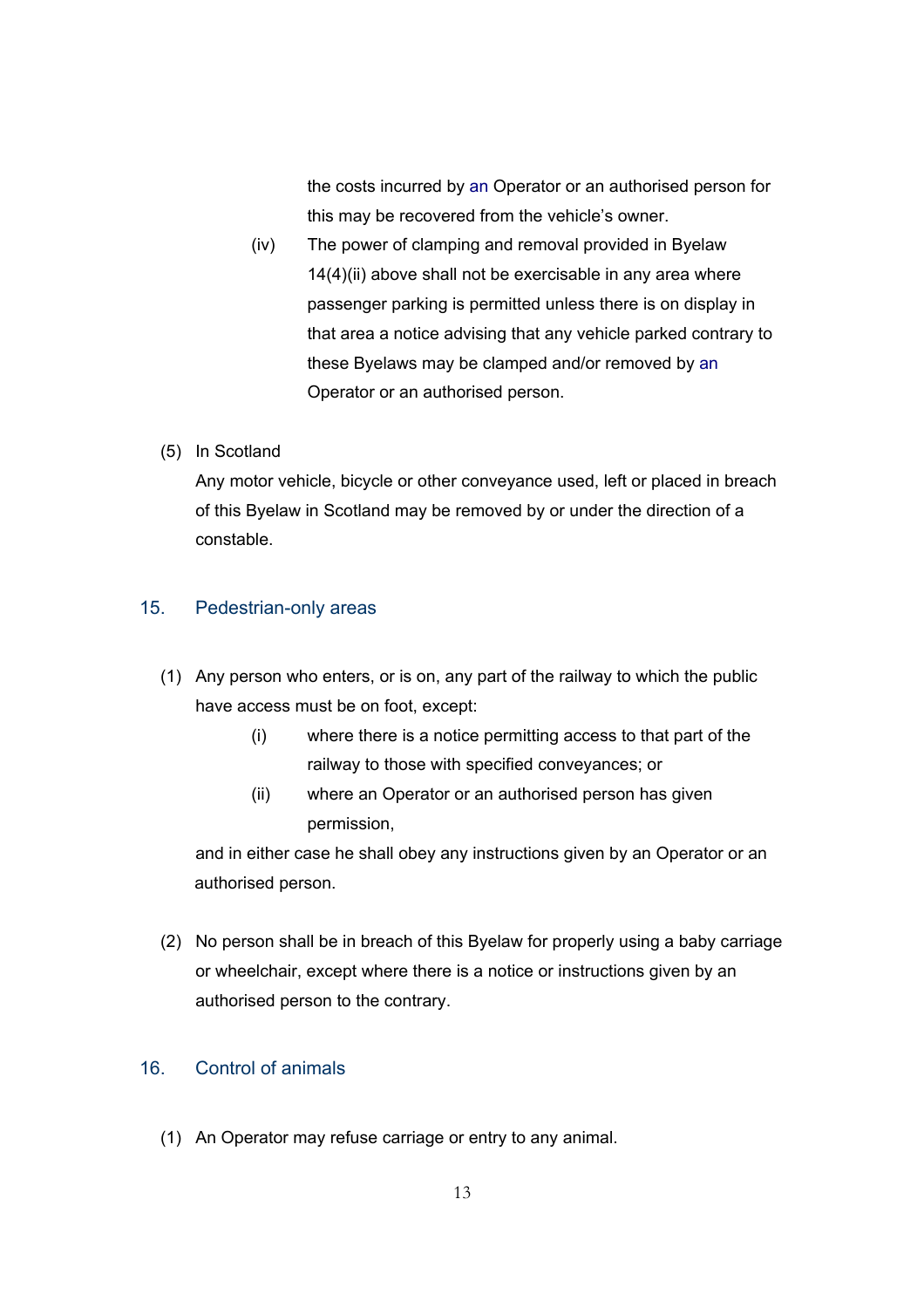the costs incurred by an Operator or an authorised person for this may be recovered from the vehicle's owner.

(iv) The power of clamping and removal provided in Byelaw 14(4)(ii) above shall not be exercisable in any area where passenger parking is permitted unless there is on display in that area a notice advising that any vehicle parked contrary to these Byelaws may be clamped and/or removed by an Operator or an authorised person.

(5) In Scotland

Any motor vehicle, bicycle or other conveyance used, left or placed in breach of this Byelaw in Scotland may be removed by or under the direction of a constable.

## 15. Pedestrian-only areas

(1) Any person who enters, or is on, any part of the railway to which the public have access must be on foot, except:

- (i) where there is a notice permitting access to that part of the railway to those with specified conveyances; or
- (ii) where an Operator or an authorised person has given permission,

and in either case he shall obey any instructions given by an Operator or an authorised person.

(2) No person shall be in breach of this Byelaw for properly using a baby carriage or wheelchair, except where there is a notice or instructions given by an authorised person to the contrary.

## 16. Control of animals

(1) An Operator may refuse carriage or entry to any animal.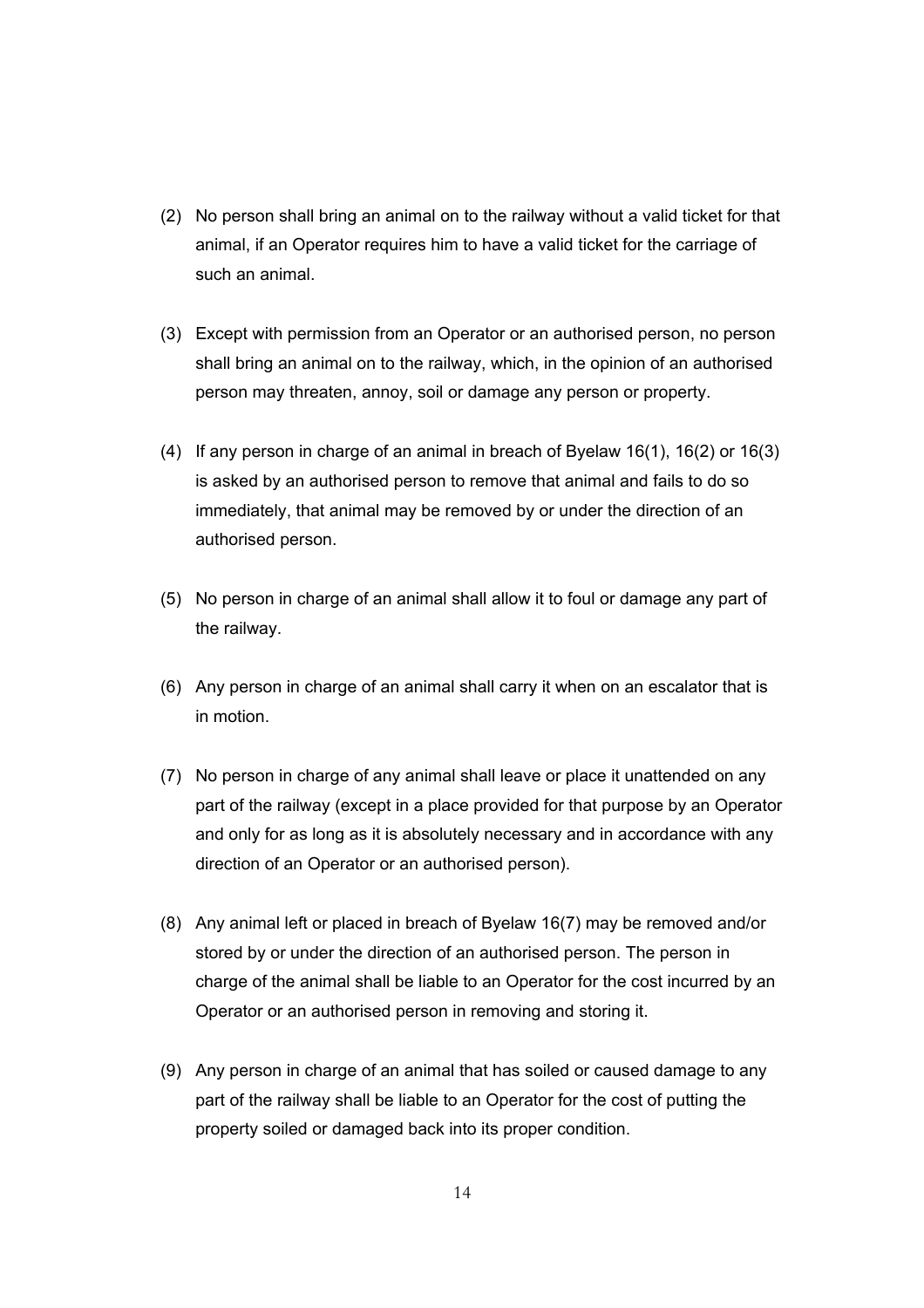(2) No person shall bring an animal on to the railway without a valid ticket for that animal, if an Operator requires him to have a valid ticket for the carriage of such an animal.

(3) Except with permission from an Operator or an authorised person, no person shall bring an animal on to the railway, which, in the opinion of an authorised person may threaten, annoy, soil or damage any person or property.

(4) If any person in charge of an animal in breach of Byelaw 16(1), 16(2) or 16(3) is asked by an authorised person to remove that animal and fails to do so immediately, that animal may be removed by or under the direction of an authorised person.

(5) No person in charge of an animal shall allow it to foul or damage any part of the railway.

(6) Any person in charge of an animal shall carry it when on an escalator that is in motion.

(7) No person in charge of any animal shall leave or place it unattended on any part of the railway (except in a place provided for that purpose by an Operator and only for as long as it is absolutely necessary and in accordance with any direction of an Operator or an authorised person).

(8) Any animal left or placed in breach of Byelaw 16(7) may be removed and/or stored by or under the direction of an authorised person. The person in charge of the animal shall be liable to an Operator for the cost incurred by an Operator or an authorised person in removing and storing it.

(9) Any person in charge of an animal that has soiled or caused damage to any part of the railway shall be liable to an Operator for the cost of putting the property soiled or damaged back into its proper condition.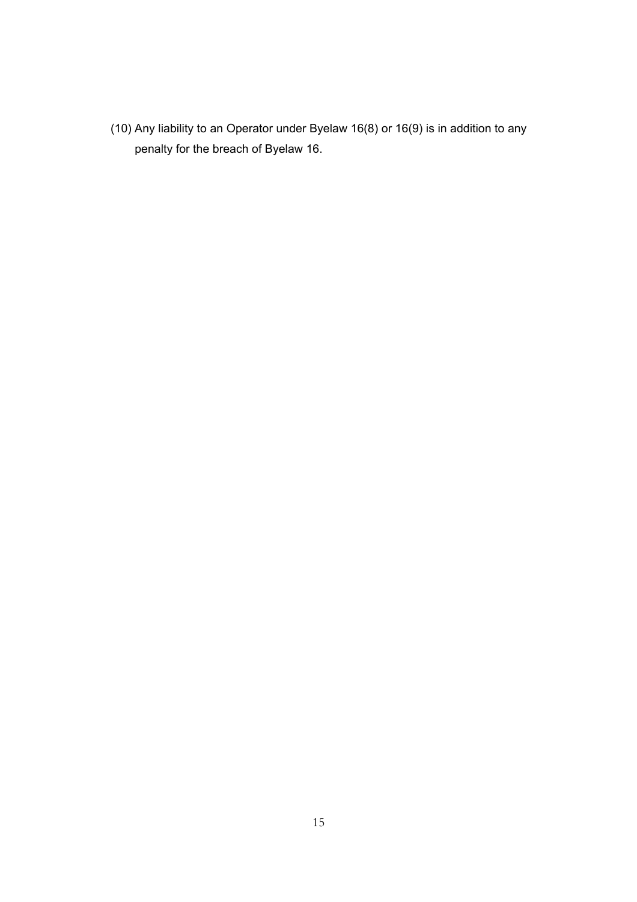(10) Any liability to an Operator under Byelaw 16(8) or 16(9) is in addition to any penalty for the breach of Byelaw 16.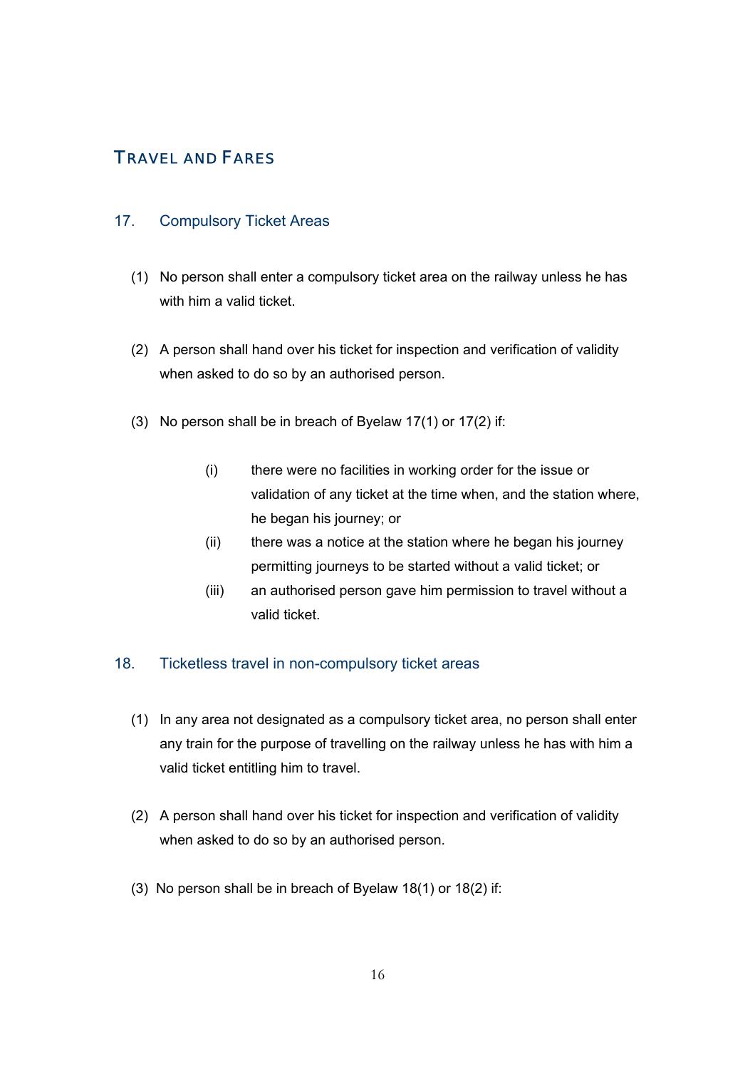# Travel and Fares

## 17. Compulsory Ticket Areas

(1) No person shall enter a compulsory ticket area on the railway unless he has with him a valid ticket.

(2) A person shall hand over his ticket for inspection and verification of validity when asked to do so by an authorised person.

(3) No person shall be in breach of Byelaw 17(1) or 17(2) if:

- (i) there were no facilities in working order for the issue or validation of any ticket at the time when, and the station where, he began his journey; or
- (ii) there was a notice at the station where he began his journey permitting journeys to be started without a valid ticket; or
- (iii) an authorised person gave him permission to travel without a valid ticket.

## 18. Ticketless travel in non-compulsory ticket areas

(1) In any area not designated as a compulsory ticket area, no person shall enter any train for the purpose of travelling on the railway unless he has with him a valid ticket entitling him to travel.

(2) A person shall hand over his ticket for inspection and verification of validity when asked to do so by an authorised person.

(3) No person shall be in breach of Byelaw 18(1) or 18(2) if: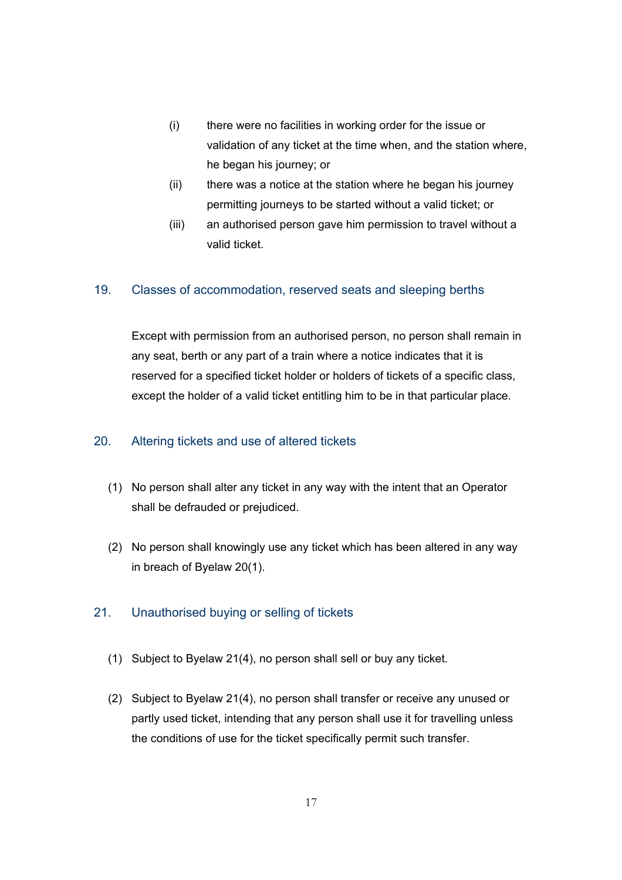(i) there were no facilities in working order for the issue or validation of any ticket at the time when, and the station where, he began his journey; or

(ii) there was a notice at the station where he began his journey permitting journeys to be started without a valid ticket; or

(iii) an authorised person gave him permission to travel without a valid ticket.

## 19. Classes of accommodation, reserved seats and sleeping berths

Except with permission from an authorised person, no person shall remain in any seat, berth or any part of a train where a notice indicates that it is reserved for a specified ticket holder or holders of tickets of a specific class, except the holder of a valid ticket entitling him to be in that particular place.

## 20. Altering tickets and use of altered tickets

(1) No person shall alter any ticket in any way with the intent that an Operator shall be defrauded or prejudiced.

(2) No person shall knowingly use any ticket which has been altered in any way in breach of Byelaw 20(1).

## 21. Unauthorised buying or selling of tickets

(1) Subject to Byelaw 21(4), no person shall sell or buy any ticket.

(2) Subject to Byelaw 21(4), no person shall transfer or receive any unused or partly used ticket, intending that any person shall use it for travelling unless the conditions of use for the ticket specifically permit such transfer.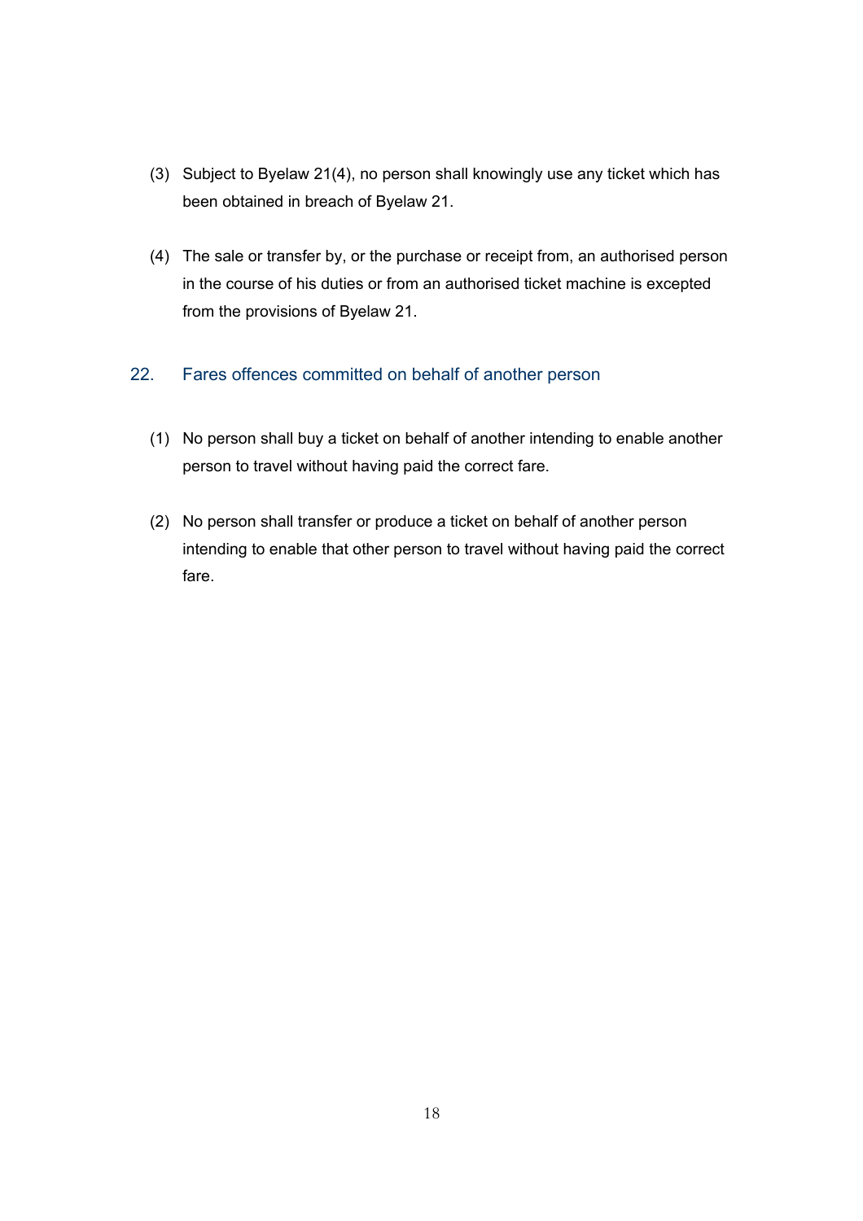(3) Subject to Byelaw 21(4), no person shall knowingly use any ticket which has been obtained in breach of Byelaw 21.

(4) The sale or transfer by, or the purchase or receipt from, an authorised person in the course of his duties or from an authorised ticket machine is excepted from the provisions of Byelaw 21.

## 22. Fares offences committed on behalf of another person

(1) No person shall buy a ticket on behalf of another intending to enable another person to travel without having paid the correct fare.

(2) No person shall transfer or produce a ticket on behalf of another person intending to enable that other person to travel without having paid the correct fare.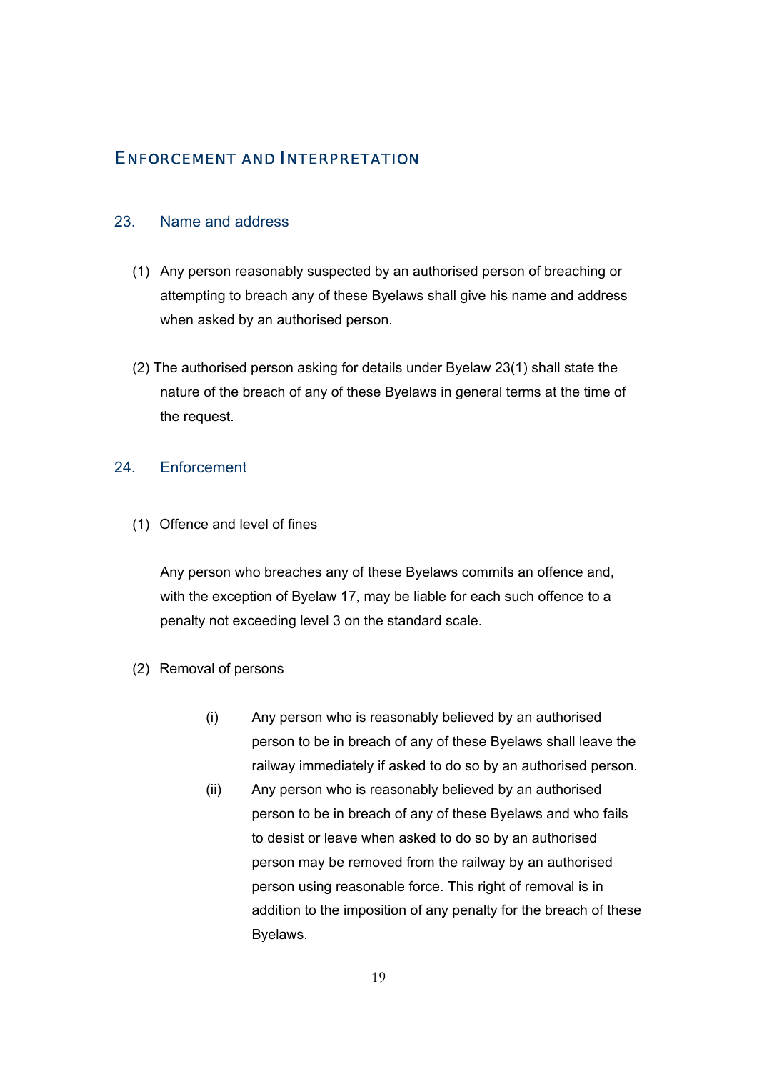## Enforcement and Interpretation

### 23. Name and address

(1) Any person reasonably suspected by an authorised person of breaching or attempting to breach any of these Byelaws shall give his name and address when asked by an authorised person.

(2) The authorised person asking for details under Byelaw 23(1) shall state the nature of the breach of any of these Byelaws in general terms at the time of the request.

### 24. Enforcement

(1) Offence and level of fines

Any person who breaches any of these Byelaws commits an offence and, with the exception of Byelaw 17, may be liable for each such offence to a penalty not exceeding level 3 on the standard scale.

(2) Removal of persons

(i) Any person who is reasonably believed by an authorised person to be in breach of any of these Byelaws shall leave the railway immediately if asked to do so by an authorised person.

(ii) Any person who is reasonably believed by an authorised person to be in breach of any of these Byelaws and who fails to desist or leave when asked to do so by an authorised person may be removed from the railway by an authorised person using reasonable force. This right of removal is in addition to the imposition of any penalty for the breach of these Byelaws.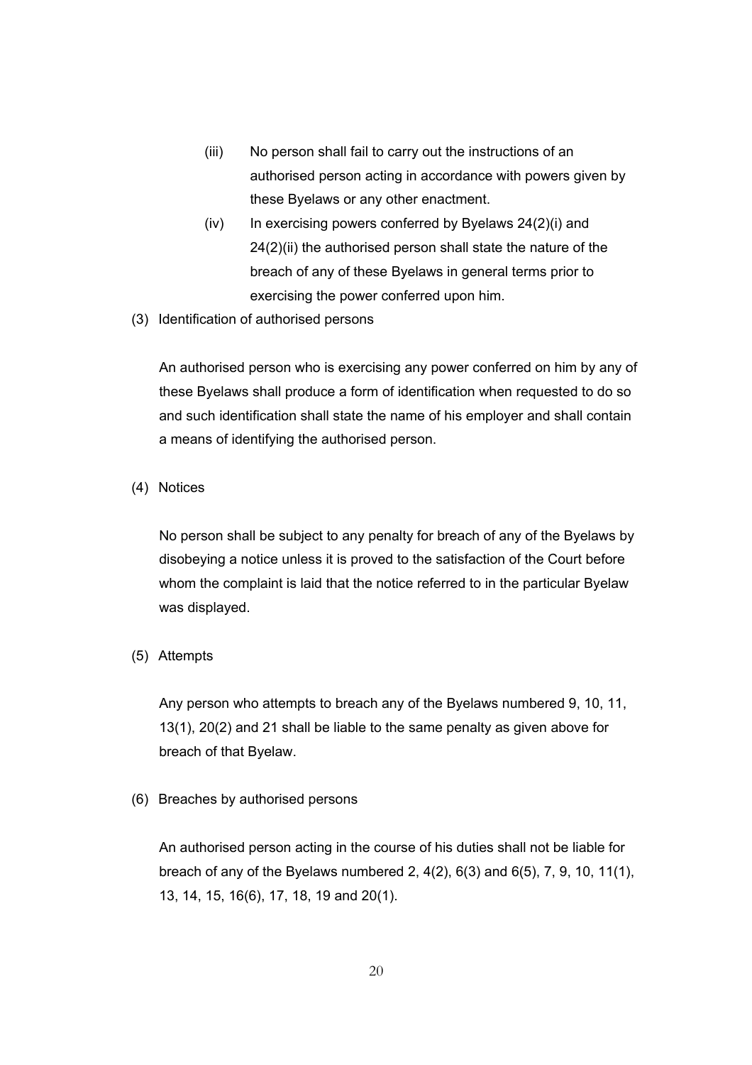(iii) No person shall fail to carry out the instructions of an authorised person acting in accordance with powers given by these Byelaws or any other enactment.

(iv) In exercising powers conferred by Byelaws 24(2)(i) and 24(2)(ii) the authorised person shall state the nature of the breach of any of these Byelaws in general terms prior to exercising the power conferred upon him.

(3) Identification of authorised persons

An authorised person who is exercising any power conferred on him by any of these Byelaws shall produce a form of identification when requested to do so and such identification shall state the name of his employer and shall contain a means of identifying the authorised person.

(4) Notices

No person shall be subject to any penalty for breach of any of the Byelaws by disobeying a notice unless it is proved to the satisfaction of the Court before whom the complaint is laid that the notice referred to in the particular Byelaw was displayed.

(5) Attempts

Any person who attempts to breach any of the Byelaws numbered 9, 10, 11, 13(1), 20(2) and 21 shall be liable to the same penalty as given above for breach of that Byelaw.

(6) Breaches by authorised persons

An authorised person acting in the course of his duties shall not be liable for breach of any of the Byelaws numbered 2, 4(2), 6(3) and 6(5), 7, 9, 10, 11(1), 13, 14, 15, 16(6), 17, 18, 19 and 20(1).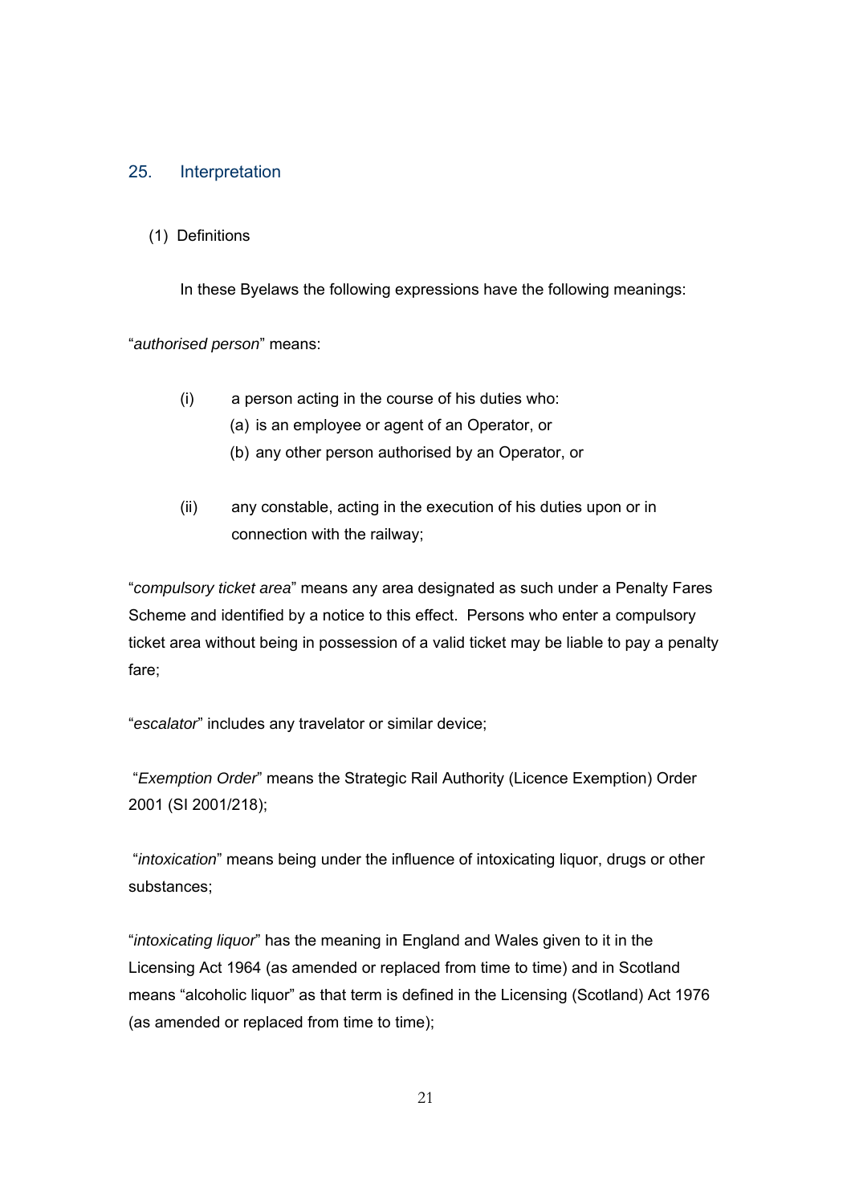## 25. Interpretation

(1) Definitions

In these Byelaws the following expressions have the following meanings:

"*authorised person*" means:

(i) a person acting in the course of his duties who:
  (a) is an employee or agent of an Operator, or
  (b) any other person authorised by an Operator, or

(ii) any constable, acting in the execution of his duties upon or in connection with the railway;

"*compulsory ticket area*" means any area designated as such under a Penalty Fares Scheme and identified by a notice to this effect. Persons who enter a compulsory ticket area without being in possession of a valid ticket may be liable to pay a penalty fare;

"*escalator*" includes any travelator or similar device;

"*Exemption Order*" means the Strategic Rail Authority (Licence Exemption) Order 2001 (SI 2001/218);

"*intoxication*" means being under the influence of intoxicating liquor, drugs or other substances;

"*intoxicating liquor*" has the meaning in England and Wales given to it in the Licensing Act 1964 (as amended or replaced from time to time) and in Scotland means "alcoholic liquor" as that term is defined in the Licensing (Scotland) Act 1976 (as amended or replaced from time to time);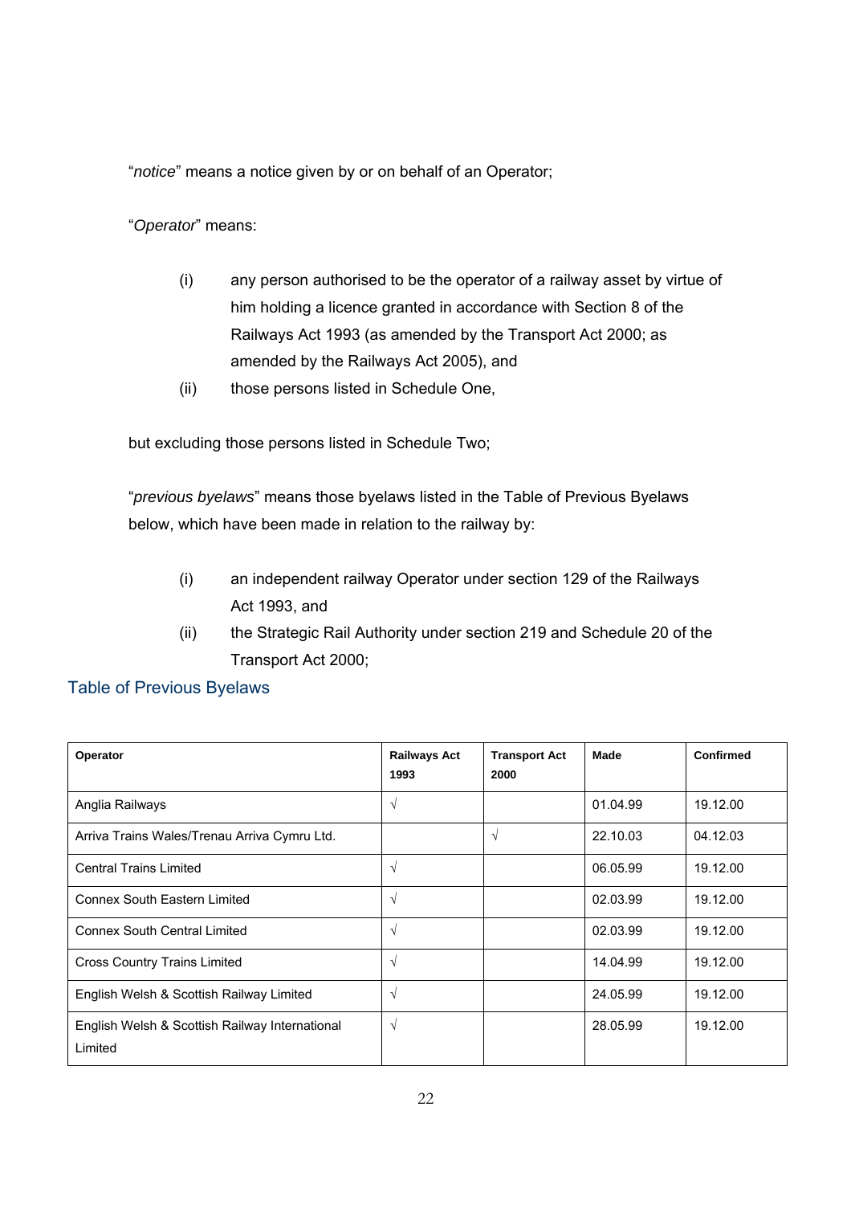"*notice*" means a notice given by or on behalf of an Operator;

"*Operator*" means:

(i) any person authorised to be the operator of a railway asset by virtue of him holding a licence granted in accordance with Section 8 of the Railways Act 1993 (as amended by the Transport Act 2000; as amended by the Railways Act 2005), and

(ii) those persons listed in Schedule One,

but excluding those persons listed in Schedule Two;

"*previous byelaws*" means those byelaws listed in the Table of Previous Byelaws below, which have been made in relation to the railway by:

(i) an independent railway Operator under section 129 of the Railways Act 1993, and

(ii) the Strategic Rail Authority under section 219 and Schedule 20 of the Transport Act 2000;

## Table of Previous Byelaws

| **Operator** | **Railways Act 1993** | **Transport Act 2000** | **Made** | **Confirmed** |
|---|---|---|---|---|
| Anglia Railways | √ | | 01.04.99 | 19.12.00 |
| Arriva Trains Wales/Trenau Arriva Cymru Ltd. | | √ | 22.10.03 | 04.12.03 |
| Central Trains Limited | √ | | 06.05.99 | 19.12.00 |
| Connex South Eastern Limited | √ | | 02.03.99 | 19.12.00 |
| Connex South Central Limited | √ | | 02.03.99 | 19.12.00 |
| Cross Country Trains Limited | √ | | 14.04.99 | 19.12.00 |
| English Welsh & Scottish Railway Limited | √ | | 24.05.99 | 19.12.00 |
| English Welsh & Scottish Railway International Limited | √ | | 28.05.99 | 19.12.00 |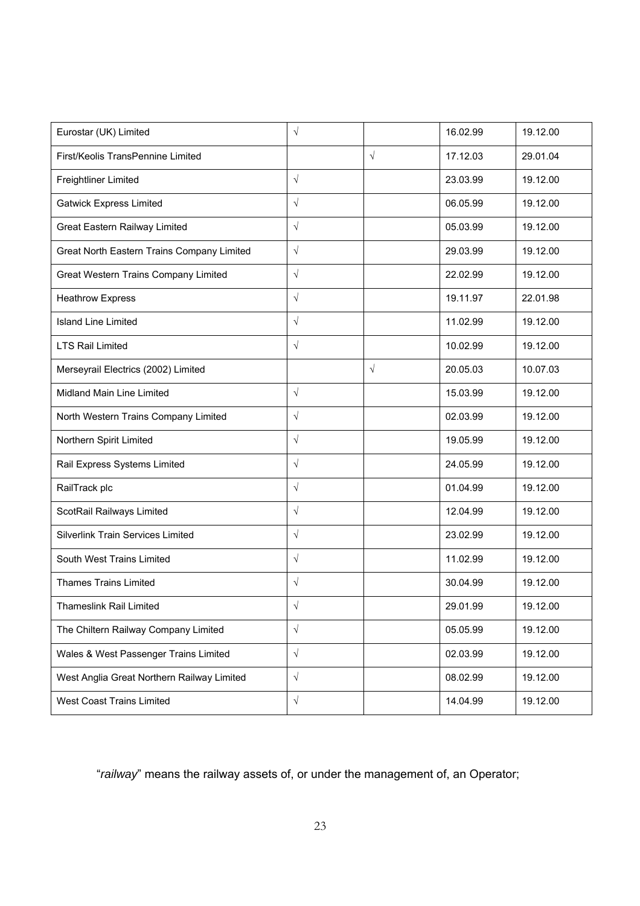| | | | | |
|---|---|---|---|---|
| Eurostar (UK) Limited | √ | | 16.02.99 | 19.12.00 |
| First/Keolis TransPennine Limited | | √ | 17.12.03 | 29.01.04 |
| Freightliner Limited | √ | | 23.03.99 | 19.12.00 |
| Gatwick Express Limited | √ | | 06.05.99 | 19.12.00 |
| Great Eastern Railway Limited | √ | | 05.03.99 | 19.12.00 |
| Great North Eastern Trains Company Limited | √ | | 29.03.99 | 19.12.00 |
| Great Western Trains Company Limited | √ | | 22.02.99 | 19.12.00 |
| Heathrow Express | √ | | 19.11.97 | 22.01.98 |
| Island Line Limited | √ | | 11.02.99 | 19.12.00 |
| LTS Rail Limited | √ | | 10.02.99 | 19.12.00 |
| Merseyrail Electrics (2002) Limited | | √ | 20.05.03 | 10.07.03 |
| Midland Main Line Limited | √ | | 15.03.99 | 19.12.00 |
| North Western Trains Company Limited | √ | | 02.03.99 | 19.12.00 |
| Northern Spirit Limited | √ | | 19.05.99 | 19.12.00 |
| Rail Express Systems Limited | √ | | 24.05.99 | 19.12.00 |
| RailTrack plc | √ | | 01.04.99 | 19.12.00 |
| ScotRail Railways Limited | √ | | 12.04.99 | 19.12.00 |
| Silverlink Train Services Limited | √ | | 23.02.99 | 19.12.00 |
| South West Trains Limited | √ | | 11.02.99 | 19.12.00 |
| Thames Trains Limited | √ | | 30.04.99 | 19.12.00 |
| Thameslink Rail Limited | √ | | 29.01.99 | 19.12.00 |
| The Chiltern Railway Company Limited | √ | | 05.05.99 | 19.12.00 |
| Wales & West Passenger Trains Limited | √ | | 02.03.99 | 19.12.00 |
| West Anglia Great Northern Railway Limited | √ | | 08.02.99 | 19.12.00 |
| West Coast Trains Limited | √ | | 14.04.99 | 19.12.00 |

"*railway*" means the railway assets of, or under the management of, an Operator;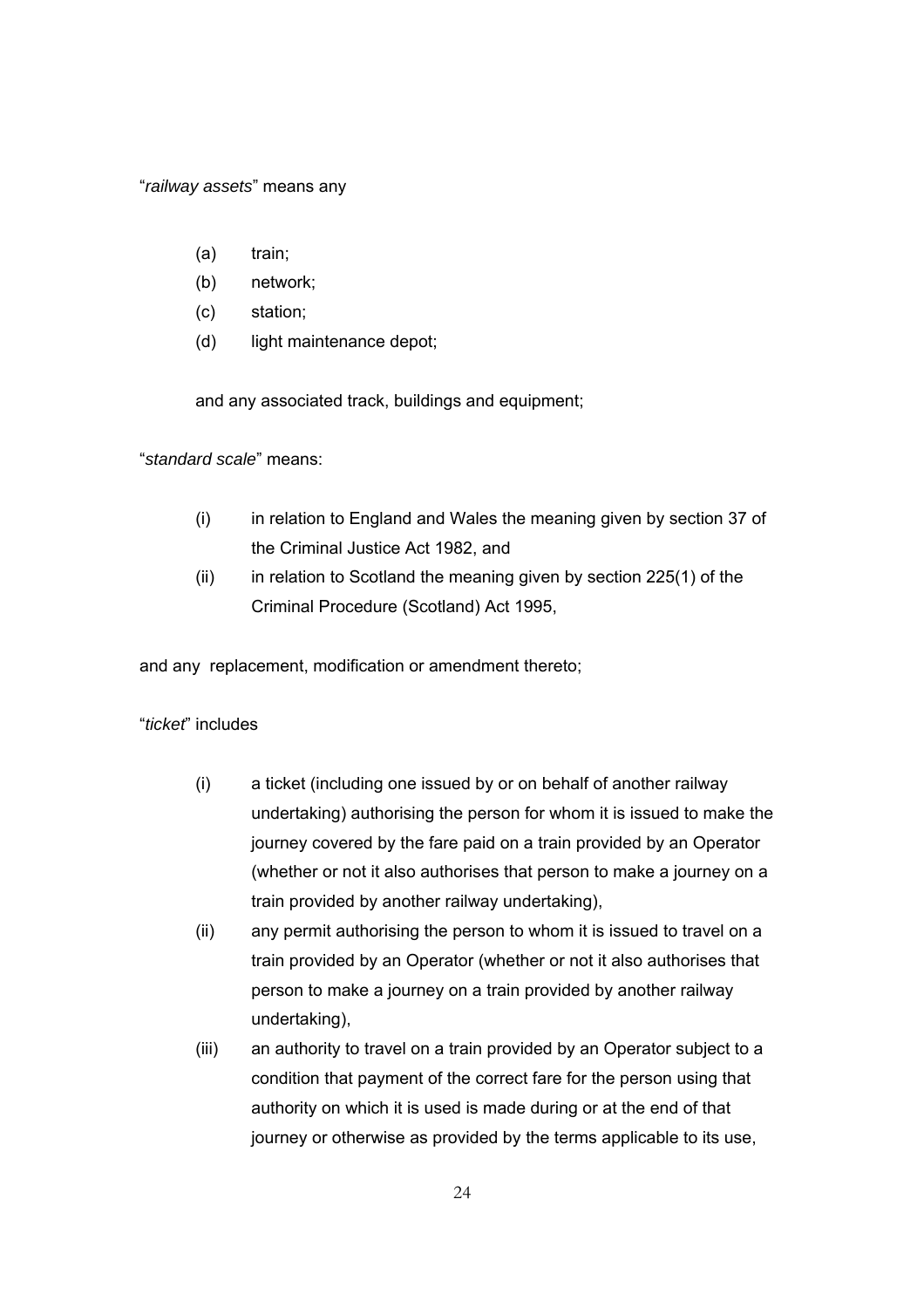"*railway assets*" means any

(a) train;
(b) network;
(c) station;
(d) light maintenance depot;

and any associated track, buildings and equipment;

"*standard scale*" means:

(i) in relation to England and Wales the meaning given by section 37 of the Criminal Justice Act 1982, and
(ii) in relation to Scotland the meaning given by section 225(1) of the Criminal Procedure (Scotland) Act 1995,

and any replacement, modification or amendment thereto;

"*ticket*" includes

(i) a ticket (including one issued by or on behalf of another railway undertaking) authorising the person for whom it is issued to make the journey covered by the fare paid on a train provided by an Operator (whether or not it also authorises that person to make a journey on a train provided by another railway undertaking),
(ii) any permit authorising the person to whom it is issued to travel on a train provided by an Operator (whether or not it also authorises that person to make a journey on a train provided by another railway undertaking),
(iii) an authority to travel on a train provided by an Operator subject to a condition that payment of the correct fare for the person using that authority on which it is used is made during or at the end of that journey or otherwise as provided by the terms applicable to its use,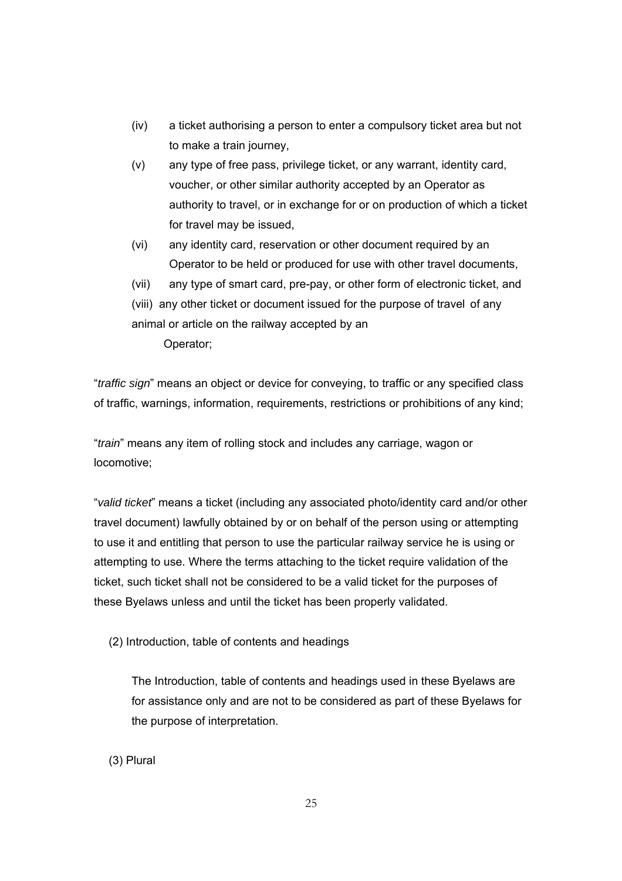(iv) a ticket authorising a person to enter a compulsory ticket area but not to make a train journey,

(v) any type of free pass, privilege ticket, or any warrant, identity card, voucher, or other similar authority accepted by an Operator as authority to travel, or in exchange for or on production of which a ticket for travel may be issued,

(vi) any identity card, reservation or other document required by an Operator to be held or produced for use with other travel documents,

(vii) any type of smart card, pre-pay, or other form of electronic ticket, and

(viii) any other ticket or document issued for the purpose of travel of any animal or article on the railway accepted by an Operator;

"*traffic sign*" means an object or device for conveying, to traffic or any specified class of traffic, warnings, information, requirements, restrictions or prohibitions of any kind;

"*train*" means any item of rolling stock and includes any carriage, wagon or locomotive;

"*valid ticket*" means a ticket (including any associated photo/identity card and/or other travel document) lawfully obtained by or on behalf of the person using or attempting to use it and entitling that person to use the particular railway service he is using or attempting to use. Where the terms attaching to the ticket require validation of the ticket, such ticket shall not be considered to be a valid ticket for the purposes of these Byelaws unless and until the ticket has been properly validated.

(2) Introduction, table of contents and headings

The Introduction, table of contents and headings used in these Byelaws are for assistance only and are not to be considered as part of these Byelaws for the purpose of interpretation.

(3) Plural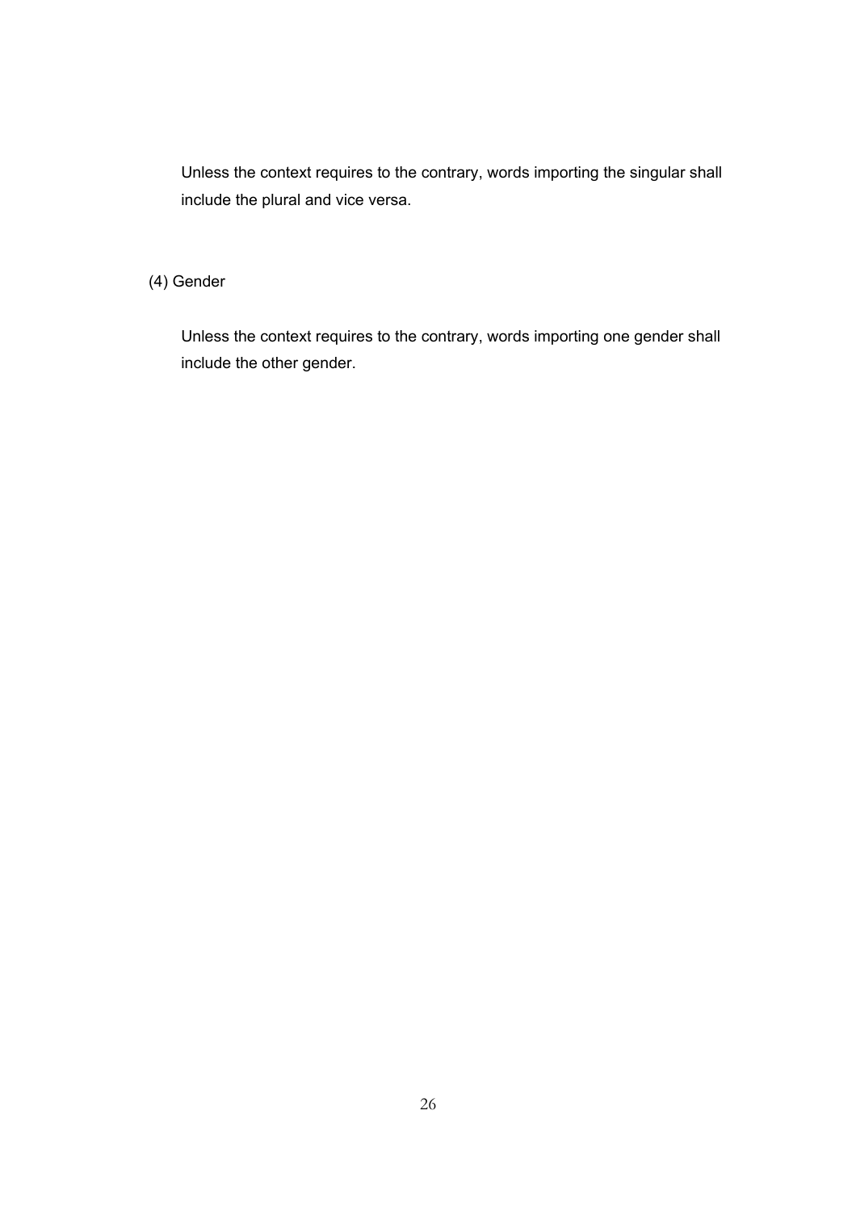Unless the context requires to the contrary, words importing the singular shall include the plural and vice versa.

(4) Gender

Unless the context requires to the contrary, words importing one gender shall include the other gender.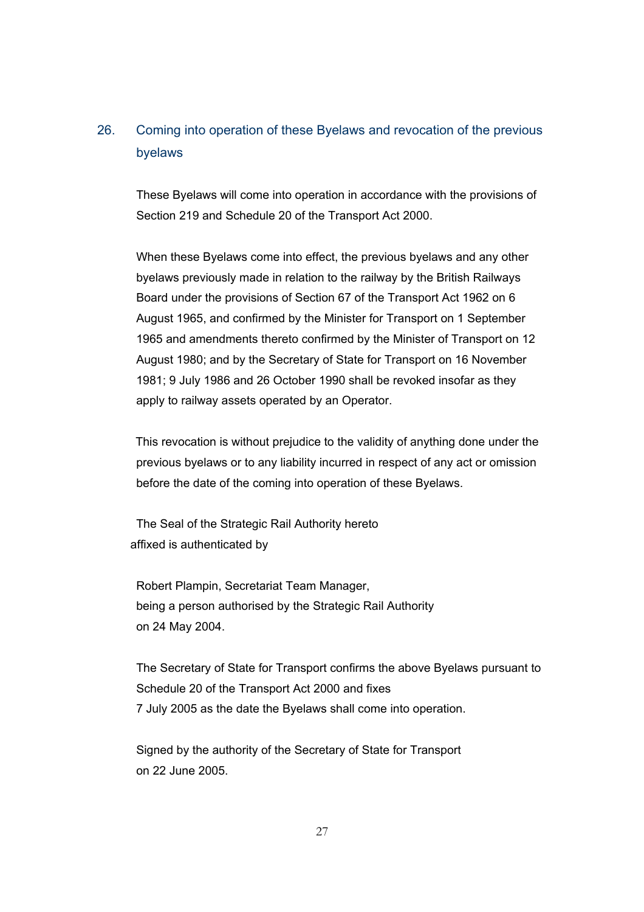## 26. Coming into operation of these Byelaws and revocation of the previous byelaws

These Byelaws will come into operation in accordance with the provisions of Section 219 and Schedule 20 of the Transport Act 2000.

When these Byelaws come into effect, the previous byelaws and any other byelaws previously made in relation to the railway by the British Railways Board under the provisions of Section 67 of the Transport Act 1962 on 6 August 1965, and confirmed by the Minister for Transport on 1 September 1965 and amendments thereto confirmed by the Minister of Transport on 12 August 1980; and by the Secretary of State for Transport on 16 November 1981; 9 July 1986 and 26 October 1990 shall be revoked insofar as they apply to railway assets operated by an Operator.

This revocation is without prejudice to the validity of anything done under the previous byelaws or to any liability incurred in respect of any act or omission before the date of the coming into operation of these Byelaws.

The Seal of the Strategic Rail Authority hereto affixed is authenticated by

Robert Plampin, Secretariat Team Manager,
being a person authorised by the Strategic Rail Authority
on 24 May 2004.

The Secretary of State for Transport confirms the above Byelaws pursuant to Schedule 20 of the Transport Act 2000 and fixes
7 July 2005 as the date the Byelaws shall come into operation.

Signed by the authority of the Secretary of State for Transport
on 22 June 2005.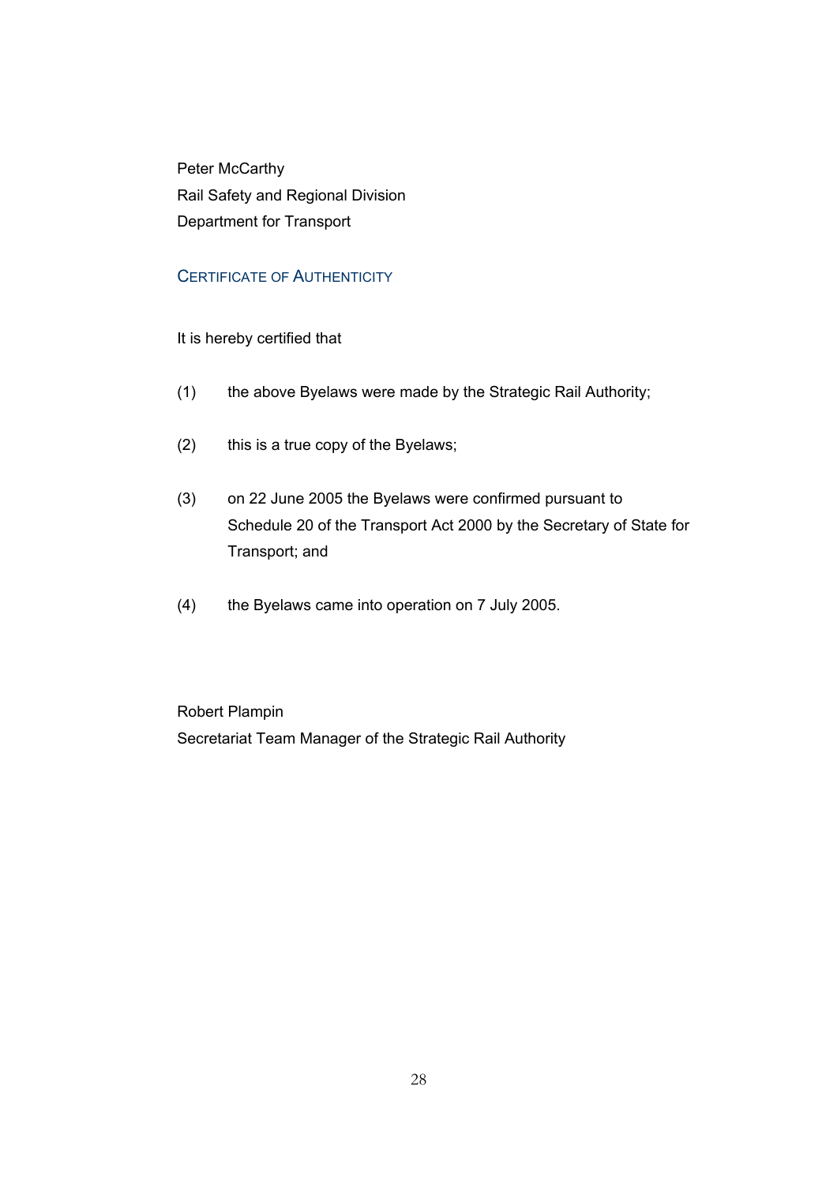Peter McCarthy
Rail Safety and Regional Division
Department for Transport

## Certificate of Authenticity

It is hereby certified that

(1) the above Byelaws were made by the Strategic Rail Authority;

(2) this is a true copy of the Byelaws;

(3) on 22 June 2005 the Byelaws were confirmed pursuant to Schedule 20 of the Transport Act 2000 by the Secretary of State for Transport; and

(4) the Byelaws came into operation on 7 July 2005.

Robert Plampin
Secretariat Team Manager of the Strategic Rail Authority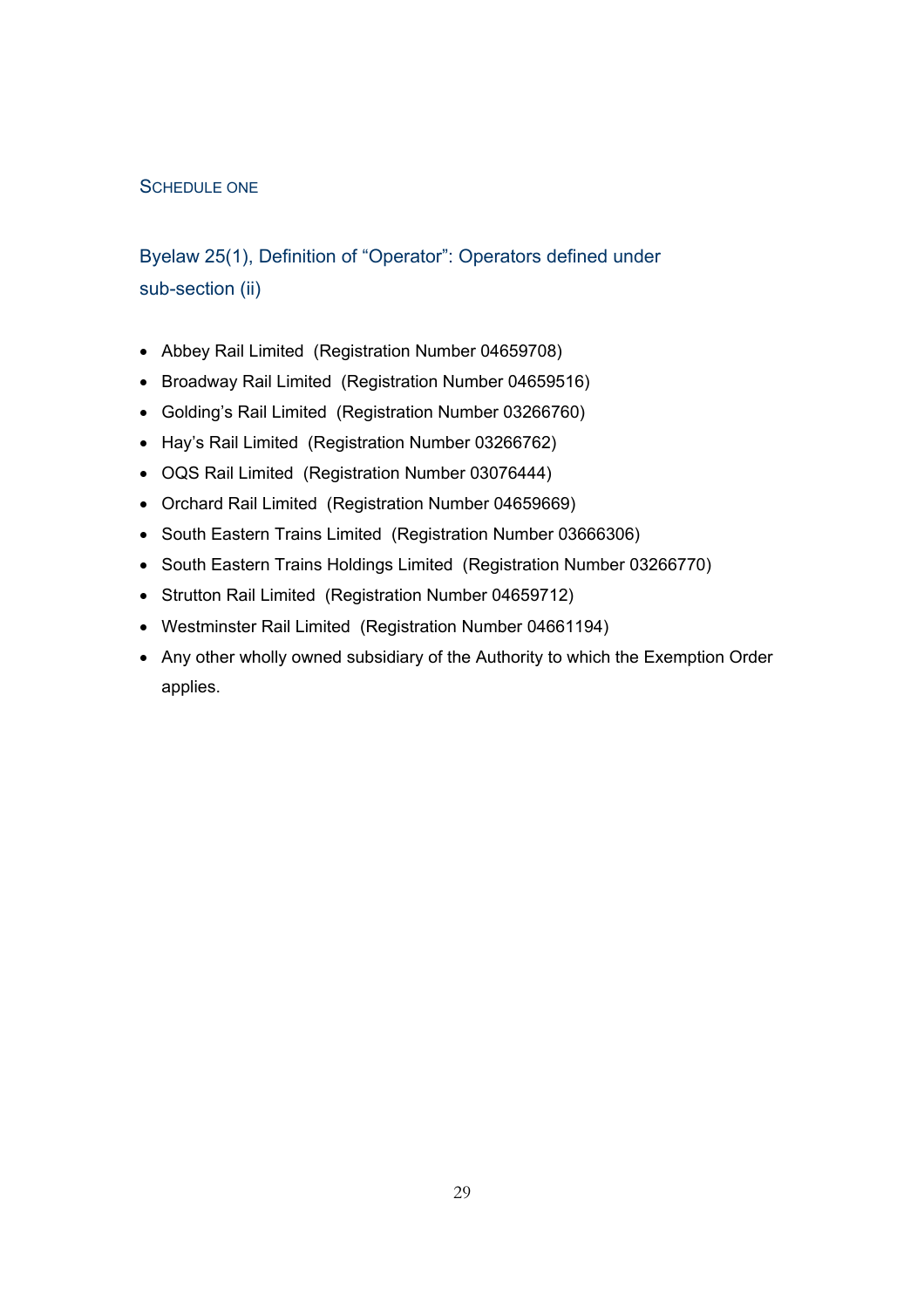## SCHEDULE ONE

### Byelaw 25(1), Definition of "Operator": Operators defined under sub-section (ii)

- Abbey Rail Limited (Registration Number 04659708)
- Broadway Rail Limited (Registration Number 04659516)
- Golding's Rail Limited (Registration Number 03266760)
- Hay's Rail Limited (Registration Number 03266762)
- OQS Rail Limited (Registration Number 03076444)
- Orchard Rail Limited (Registration Number 04659669)
- South Eastern Trains Limited (Registration Number 03666306)
- South Eastern Trains Holdings Limited (Registration Number 03266770)
- Strutton Rail Limited (Registration Number 04659712)
- Westminster Rail Limited (Registration Number 04661194)
- Any other wholly owned subsidiary of the Authority to which the Exemption Order applies.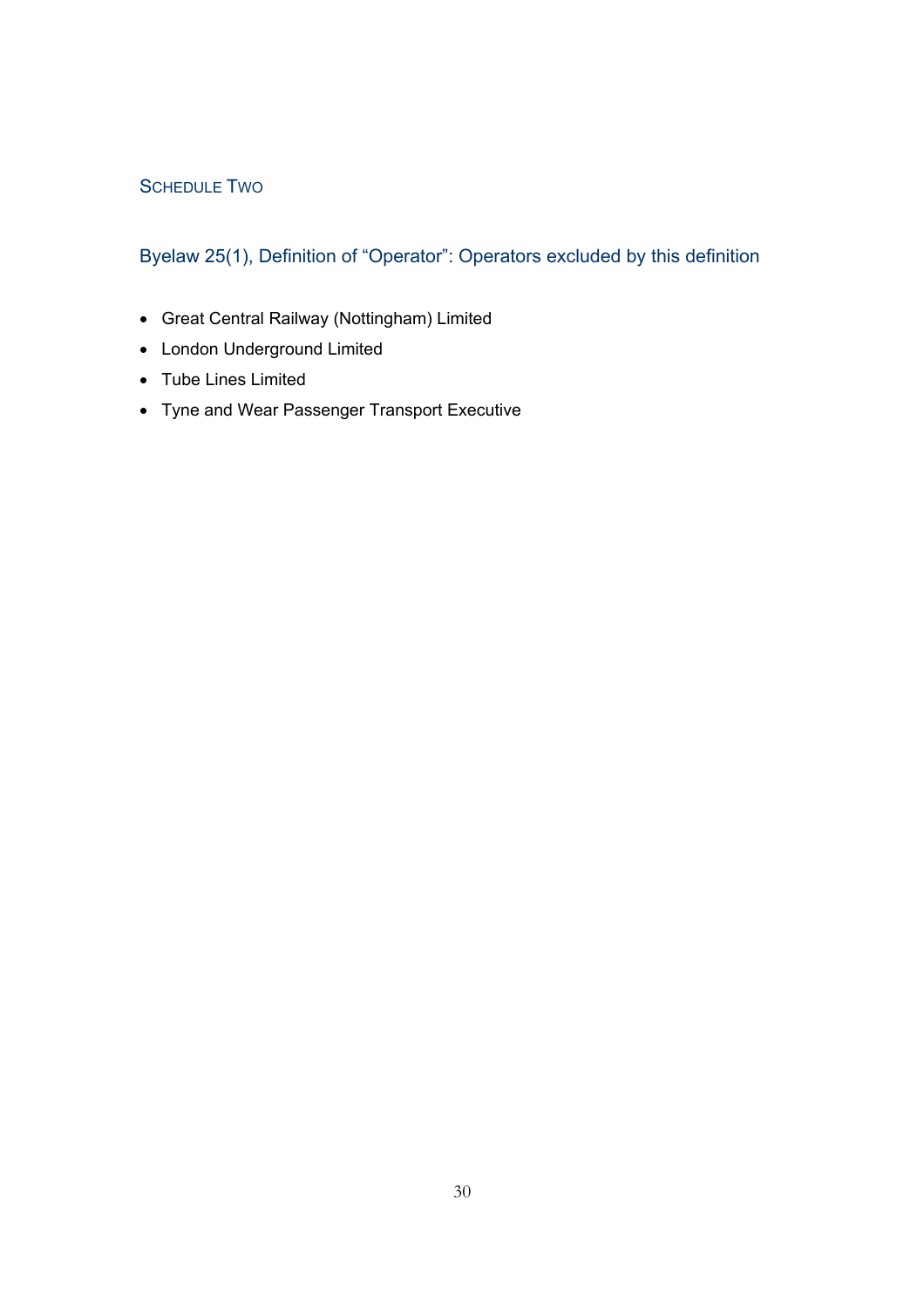## Schedule Two

### Byelaw 25(1), Definition of “Operator”: Operators excluded by this definition

- Great Central Railway (Nottingham) Limited
- London Underground Limited
- Tube Lines Limited
- Tyne and Wear Passenger Transport Executive